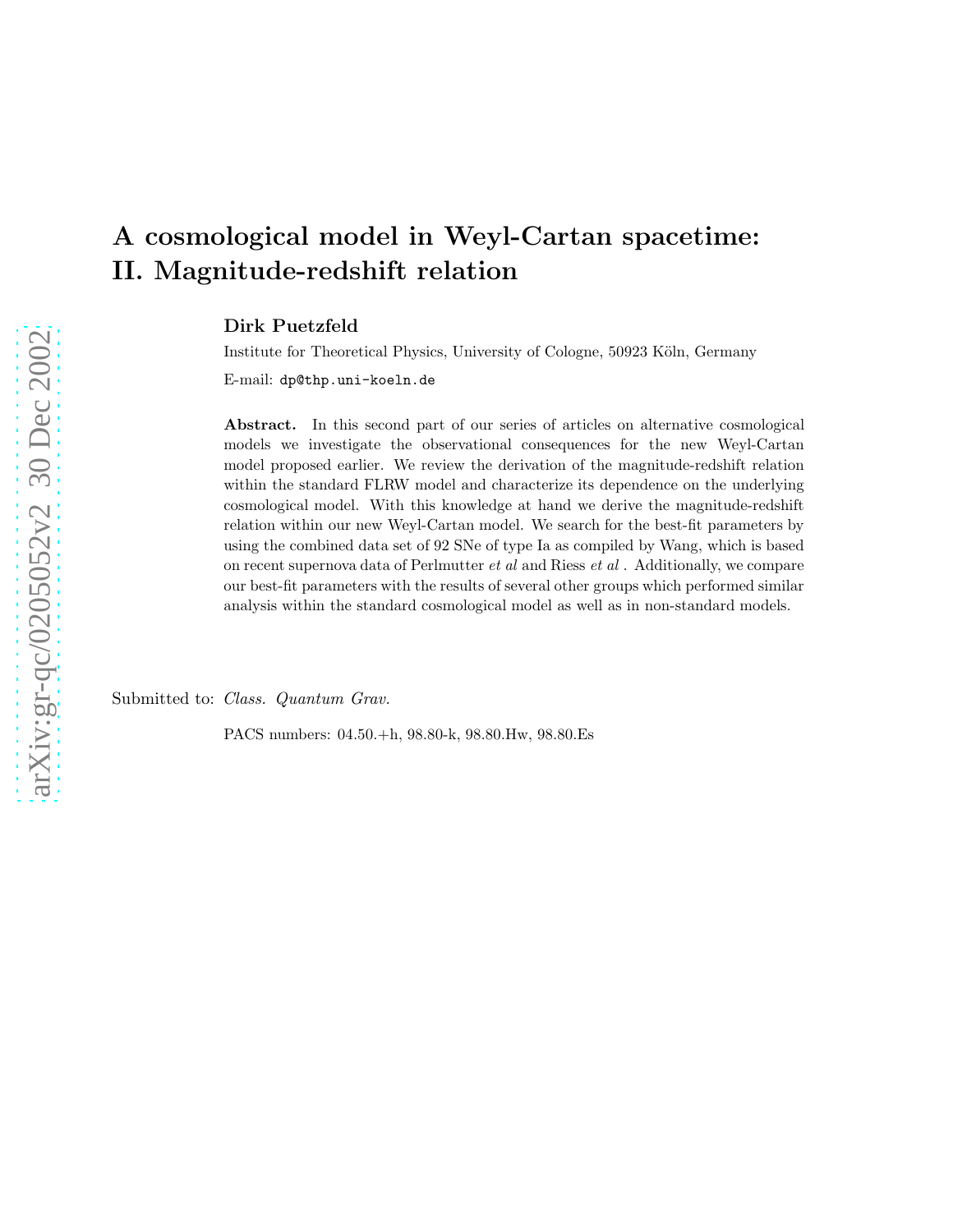# A cosmological model in Weyl-Cartan spacetime: II. Magnitude-redshift relation

**Dirk Puetzfeld**

Institute for Theoretical Physics, University of Cologne, 50923 Köln, Germany

E-mail: `dp@thp.uni-koeln.de`

**Abstract.** In this second part of our series of articles on alternative cosmological models we investigate the observational consequences for the new Weyl-Cartan model proposed earlier. We review the derivation of the magnitude-redshift relation within the standard FLRW model and characterize its dependence on the underlying cosmological model. With this knowledge at hand we derive the magnitude-redshift relation within our new Weyl-Cartan model. We search for the best-fit parameters by using the combined data set of 92 SNe of type Ia as compiled by Wang, which is based on recent supernova data of Perlmutter *et al* and Riess *et al* . Additionally, we compare our best-fit parameters with the results of several other groups which performed similar analysis within the standard cosmological model as well as in non-standard models.

Submitted to: *Class. Quantum Grav.*

PACS numbers: 04.50.+h, 98.80-k, 98.80.Hw, 98.80.Es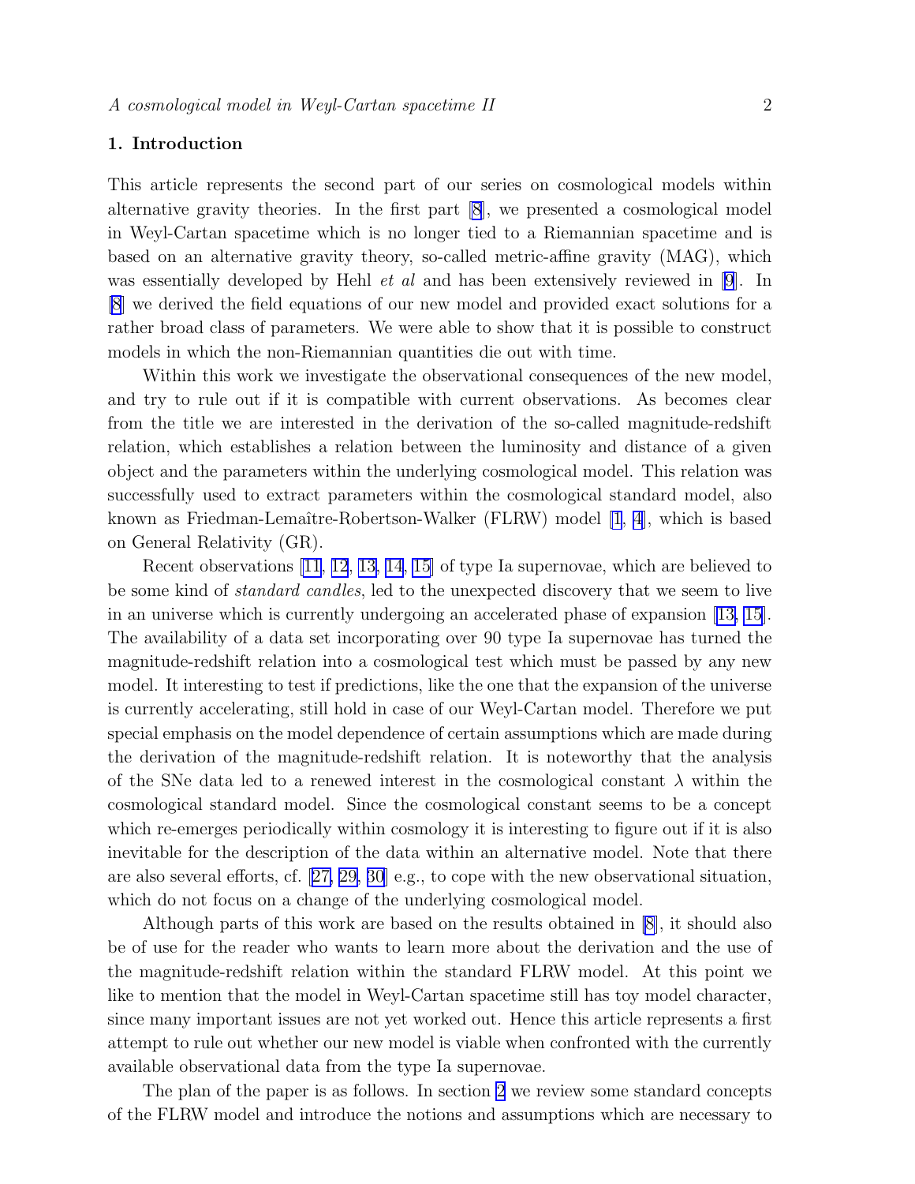## 1. Introduction

This article represents the second part of our series on cosmological models within alternative gravity theories. In the first part [8], we presented a cosmological model in Weyl-Cartan spacetime which is no longer tied to a Riemannian spacetime and is based on an alternative gravity theory, so-called metric-affine gravity (MAG), which was essentially developed by Hehl *et al* and has been extensively reviewed in [9]. In [8] we derived the field equations of our new model and provided exact solutions for a rather broad class of parameters. We were able to show that it is possible to construct models in which the non-Riemannian quantities die out with time.

Within this work we investigate the observational consequences of the new model, and try to rule out if it is compatible with current observations. As becomes clear from the title we are interested in the derivation of the so-called magnitude-redshift relation, which establishes a relation between the luminosity and distance of a given object and the parameters within the underlying cosmological model. This relation was successfully used to extract parameters within the cosmological standard model, also known as Friedman-Lemaître-Robertson-Walker (FLRW) model [1, 4], which is based on General Relativity (GR).

Recent observations [11, 12, 13, 14, 15] of type Ia supernovae, which are believed to be some kind of *standard candles*, led to the unexpected discovery that we seem to live in an universe which is currently undergoing an accelerated phase of expansion [13, 15]. The availability of a data set incorporating over 90 type Ia supernovae has turned the magnitude-redshift relation into a cosmological test which must be passed by any new model. It interesting to test if predictions, like the one that the expansion of the universe is currently accelerating, still hold in case of our Weyl-Cartan model. Therefore we put special emphasis on the model dependence of certain assumptions which are made during the derivation of the magnitude-redshift relation. It is noteworthy that the analysis of the SNe data led to a renewed interest in the cosmological constant $\lambda$ within the cosmological standard model. Since the cosmological constant seems to be a concept which re-emerges periodically within cosmology it is interesting to figure out if it is also inevitable for the description of the data within an alternative model. Note that there are also several efforts, cf. [27, 29, 30] e.g., to cope with the new observational situation, which do not focus on a change of the underlying cosmological model.

Although parts of this work are based on the results obtained in [8], it should also be of use for the reader who wants to learn more about the derivation and the use of the magnitude-redshift relation within the standard FLRW model. At this point we like to mention that the model in Weyl-Cartan spacetime still has toy model character, since many important issues are not yet worked out. Hence this article represents a first attempt to rule out whether our new model is viable when confronted with the currently available observational data from the type Ia supernovae.

The plan of the paper is as follows. In section 2 we review some standard concepts of the FLRW model and introduce the notions and assumptions which are necessary to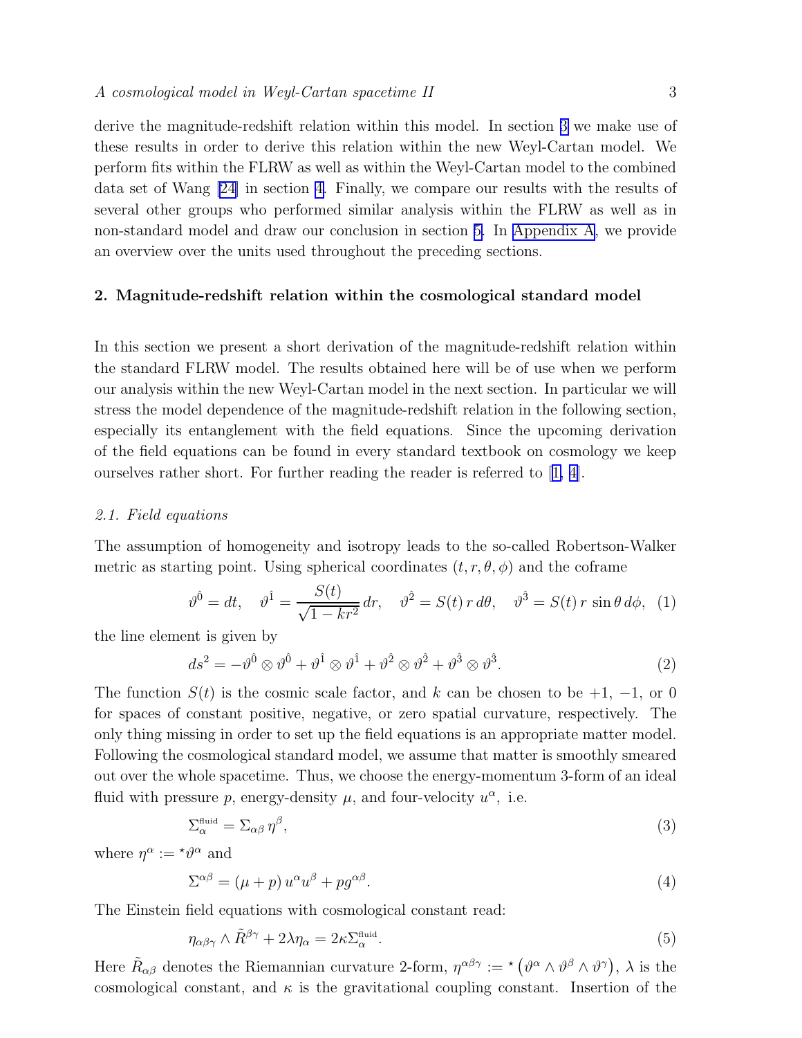derive the magnitude-redshift relation within this model. In section 3 we make use of these results in order to derive this relation within the new Weyl-Cartan model. We perform fits within the FLRW as well as within the Weyl-Cartan model to the combined data set of Wang [24] in section 4. Finally, we compare our results with the results of several other groups who performed similar analysis within the FLRW as well as in non-standard model and draw our conclusion in section 5. In Appendix A, we provide an overview over the units used throughout the preceding sections.

## 2. Magnitude-redshift relation within the cosmological standard model

In this section we present a short derivation of the magnitude-redshift relation within the standard FLRW model. The results obtained here will be of use when we perform our analysis within the new Weyl-Cartan model in the next section. In particular we will stress the model dependence of the magnitude-redshift relation in the following section, especially its entanglement with the field equations. Since the upcoming derivation of the field equations can be found in every standard textbook on cosmology we keep ourselves rather short. For further reading the reader is referred to [1, 4].

### 2.1. Field equations

The assumption of homogeneity and isotropy leads to the so-called Robertson-Walker metric as starting point. Using spherical coordinates $(t, r, \theta, \phi)$ and the coframe

$$\vartheta^{\hat{0}} = dt, \quad \vartheta^{\hat{1}} = \frac{S(t)}{\sqrt{1-kr^2}}\, dr, \quad \vartheta^{\hat{2}} = S(t)\, r\, d\theta, \quad \vartheta^{\hat{3}} = S(t)\, r\, \sin\theta\, d\phi, \quad (1)$$

the line element is given by

$$ds^2 = -\vartheta^{\hat{0}} \otimes \vartheta^{\hat{0}} + \vartheta^{\hat{1}} \otimes \vartheta^{\hat{1}} + \vartheta^{\hat{2}} \otimes \vartheta^{\hat{2}} + \vartheta^{\hat{3}} \otimes \vartheta^{\hat{3}}. \quad (2)$$

The function $S(t)$ is the cosmic scale factor, and $k$ can be chosen to be $+1$, $-1$, or $0$ for spaces of constant positive, negative, or zero spatial curvature, respectively. The only thing missing in order to set up the field equations is an appropriate matter model. Following the cosmological standard model, we assume that matter is smoothly smeared out over the whole spacetime. Thus, we choose the energy-momentum 3-form of an ideal fluid with pressure $p$, energy-density $\mu$, and four-velocity $u^\alpha$, i.e.

$$\Sigma_\alpha^{\text{fluid}} = \Sigma_{\alpha\beta}\, \eta^\beta, \quad (3)$$

where $\eta^\alpha := {}^\star\vartheta^\alpha$ and

$$\Sigma^{\alpha\beta} = (\mu + p)\, u^\alpha u^\beta + p g^{\alpha\beta}. \quad (4)$$

The Einstein field equations with cosmological constant read:

$$\eta_{\alpha\beta\gamma} \wedge \tilde{R}^{\beta\gamma} + 2\lambda\eta_\alpha = 2\kappa\Sigma_\alpha^{\text{fluid}}. \quad (5)$$

Here $\tilde{R}_{\alpha\beta}$ denotes the Riemannian curvature 2-form, $\eta^{\alpha\beta\gamma} := {}^\star\left(\vartheta^\alpha \wedge \vartheta^\beta \wedge \vartheta^\gamma\right)$, $\lambda$ is the cosmological constant, and $\kappa$ is the gravitational coupling constant. Insertion of the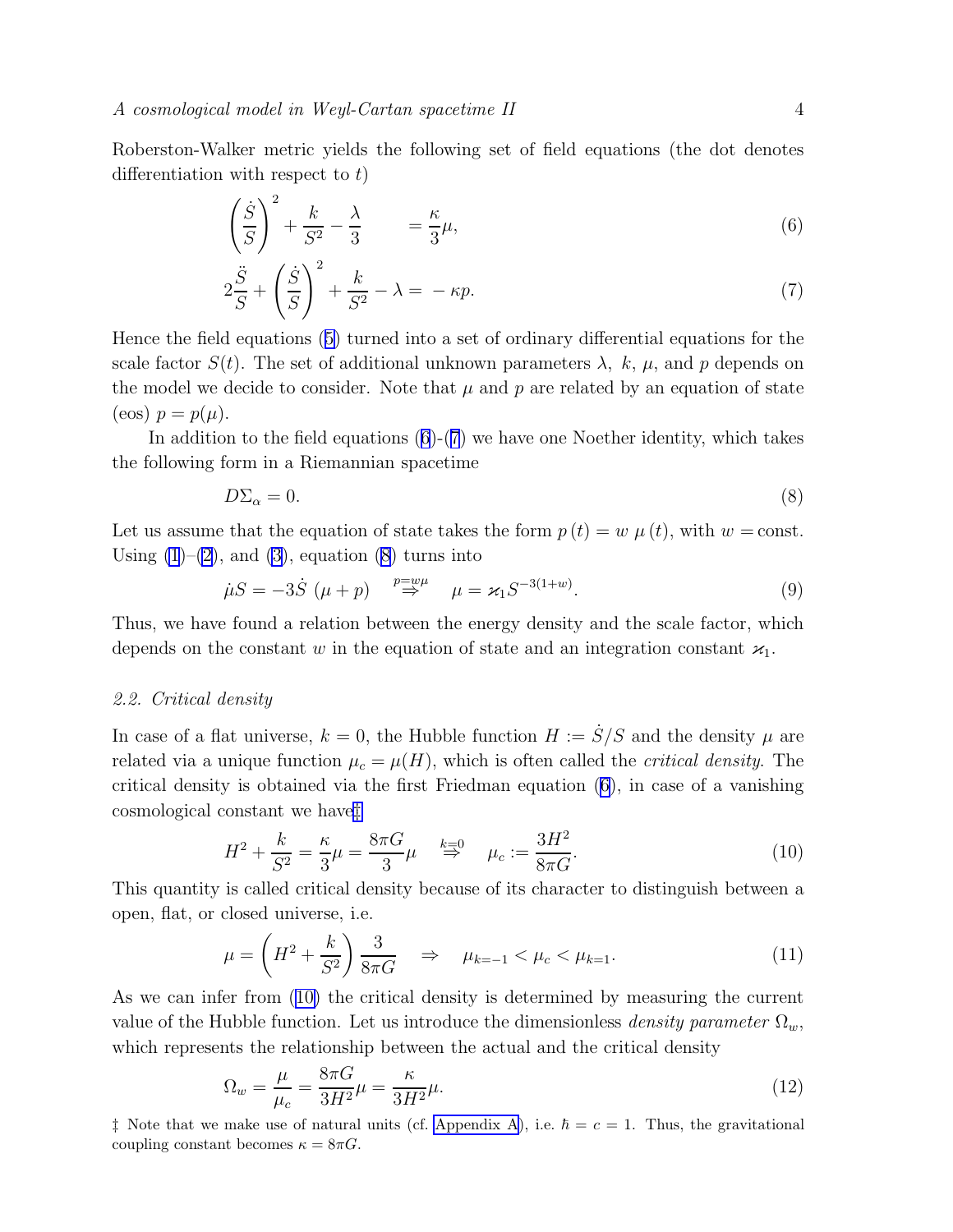Roberston-Walker metric yields the following set of field equations (the dot denotes differentiation with respect to $t$)

$$\left(\frac{\dot{S}}{S}\right)^2 + \frac{k}{S^2} - \frac{\lambda}{3} \qquad = \frac{\kappa}{3}\mu, \tag{6}$$

$$2\frac{\ddot{S}}{S} + \left(\frac{\dot{S}}{S}\right)^2 + \frac{k}{S^2} - \lambda = -\kappa p. \tag{7}$$

Hence the field equations (5) turned into a set of ordinary differential equations for the scale factor $S(t)$. The set of additional unknown parameters $\lambda$, $k$, $\mu$, and $p$ depends on the model we decide to consider. Note that $\mu$ and $p$ are related by an equation of state (eos) $p = p(\mu)$.

In addition to the field equations (6)-(7) we have one Noether identity, which takes the following form in a Riemannian spacetime

$$D\Sigma_\alpha = 0. \tag{8}$$

Let us assume that the equation of state takes the form $p\,(t) = w\;\mu\,(t)$, with $w = $const. Using (1)–(2), and (3), equation (8) turns into

$$\dot{\mu}S = -3\dot{S}\;(\mu + p) \quad \overset{p=w\mu}{\Rightarrow} \quad \mu = \varkappa_1 S^{-3(1+w)}. \tag{9}$$

Thus, we have found a relation between the energy density and the scale factor, which depends on the constant $w$ in the equation of state and an integration constant $\varkappa_1$.

### 2.2. Critical density

In case of a flat universe, $k = 0$, the Hubble function $H := \dot{S}/S$ and the density $\mu$ are related via a unique function $\mu_c = \mu(H)$, which is often called the *critical density*. The critical density is obtained via the first Friedman equation (6), in case of a vanishing cosmological constant we have‡

$$H^2 + \frac{k}{S^2} = \frac{\kappa}{3}\mu = \frac{8\pi G}{3}\mu \quad \overset{k=0}{\Rightarrow} \quad \mu_c := \frac{3H^2}{8\pi G}. \tag{10}$$

This quantity is called critical density because of its character to distinguish between a open, flat, or closed universe, i.e.

$$\mu = \left(H^2 + \frac{k}{S^2}\right)\frac{3}{8\pi G} \quad \Rightarrow \quad \mu_{k=-1} < \mu_c < \mu_{k=1}. \tag{11}$$

As we can infer from (10) the critical density is determined by measuring the current value of the Hubble function. Let us introduce the dimensionless *density parameter* $\Omega_w$, which represents the relationship between the actual and the critical density

$$\Omega_w = \frac{\mu}{\mu_c} = \frac{8\pi G}{3H^2}\mu = \frac{\kappa}{3H^2}\mu. \tag{12}$$

‡ Note that we make use of natural units (cf. Appendix A), i.e. $\hbar = c = 1$. Thus, the gravitational coupling constant becomes $\kappa = 8\pi G$.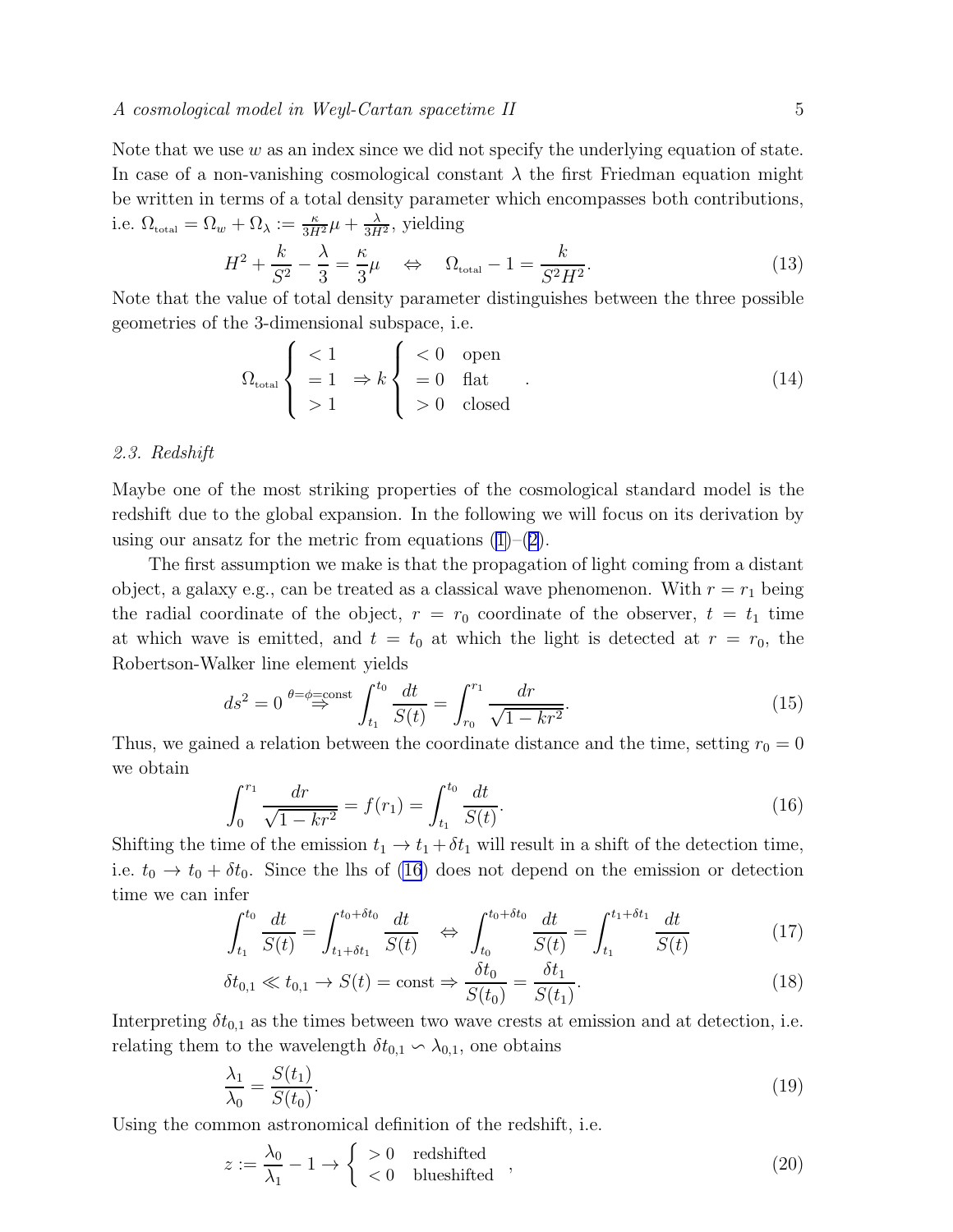Note that we use $w$ as an index since we did not specify the underlying equation of state. In case of a non-vanishing cosmological constant $\lambda$ the first Friedman equation might be written in terms of a total density parameter which encompasses both contributions, i.e. $\Omega_{\text{total}} = \Omega_w + \Omega_\lambda := \frac{\kappa}{3H^2}\mu + \frac{\lambda}{3H^2}$, yielding

$$H^2 + \frac{k}{S^2} - \frac{\lambda}{3} = \frac{\kappa}{3}\mu \quad \Leftrightarrow \quad \Omega_{\text{total}} - 1 = \frac{k}{S^2 H^2}. \tag{13}$$

Note that the value of total density parameter distinguishes between the three possible geometries of the 3-dimensional subspace, i.e.

$$\Omega_{\text{total}} \left\{ \begin{array}{l} < 1 \\ = 1 \\ > 1 \end{array} \right. \Rightarrow k \left\{ \begin{array}{ll} < 0 & \text{open} \\ = 0 & \text{flat} \\ > 0 & \text{closed} \end{array} \right. . \tag{14}$$

### 2.3. Redshift

Maybe one of the most striking properties of the cosmological standard model is the redshift due to the global expansion. In the following we will focus on its derivation by using our ansatz for the metric from equations (1)–(2).

The first assumption we make is that the propagation of light coming from a distant object, a galaxy e.g., can be treated as a classical wave phenomenon. With $r = r_1$ being the radial coordinate of the object, $r = r_0$ coordinate of the observer, $t = t_1$ time at which wave is emitted, and $t = t_0$ at which the light is detected at $r = r_0$, the Robertson-Walker line element yields

$$ds^2 = 0 \overset{\theta=\phi=\text{const}}{\Rightarrow} \int_{t_1}^{t_0} \frac{dt}{S(t)} = \int_{r_0}^{r_1} \frac{dr}{\sqrt{1-kr^2}}. \tag{15}$$

Thus, we gained a relation between the coordinate distance and the time, setting $r_0 = 0$ we obtain

$$\int_0^{r_1} \frac{dr}{\sqrt{1-kr^2}} = f(r_1) = \int_{t_1}^{t_0} \frac{dt}{S(t)}. \tag{16}$$

Shifting the time of the emission $t_1 \to t_1 + \delta t_1$ will result in a shift of the detection time, i.e. $t_0 \to t_0 + \delta t_0$. Since the lhs of (16) does not depend on the emission or detection time we can infer

$$\int_{t_1}^{t_0} \frac{dt}{S(t)} = \int_{t_1+\delta t_1}^{t_0+\delta t_0} \frac{dt}{S(t)} \quad \Leftrightarrow \quad \int_{t_0}^{t_0+\delta t_0} \frac{dt}{S(t)} = \int_{t_1}^{t_1+\delta t_1} \frac{dt}{S(t)} \tag{17}$$

$$\delta t_{0,1} \ll t_{0,1} \to S(t) = \text{const} \Rightarrow \frac{\delta t_0}{S(t_0)} = \frac{\delta t_1}{S(t_1)}. \tag{18}$$

Interpreting $\delta t_{0,1}$ as the times between two wave crests at emission and at detection, i.e. relating them to the wavelength $\delta t_{0,1} \backsim \lambda_{0,1}$, one obtains

$$\frac{\lambda_1}{\lambda_0} = \frac{S(t_1)}{S(t_0)}. \tag{19}$$

Using the common astronomical definition of the redshift, i.e.

$$z := \frac{\lambda_0}{\lambda_1} - 1 \to \left\{ \begin{array}{ll} > 0 & \text{redshifted} \\ < 0 & \text{blueshifted} \end{array} \right. , \tag{20}$$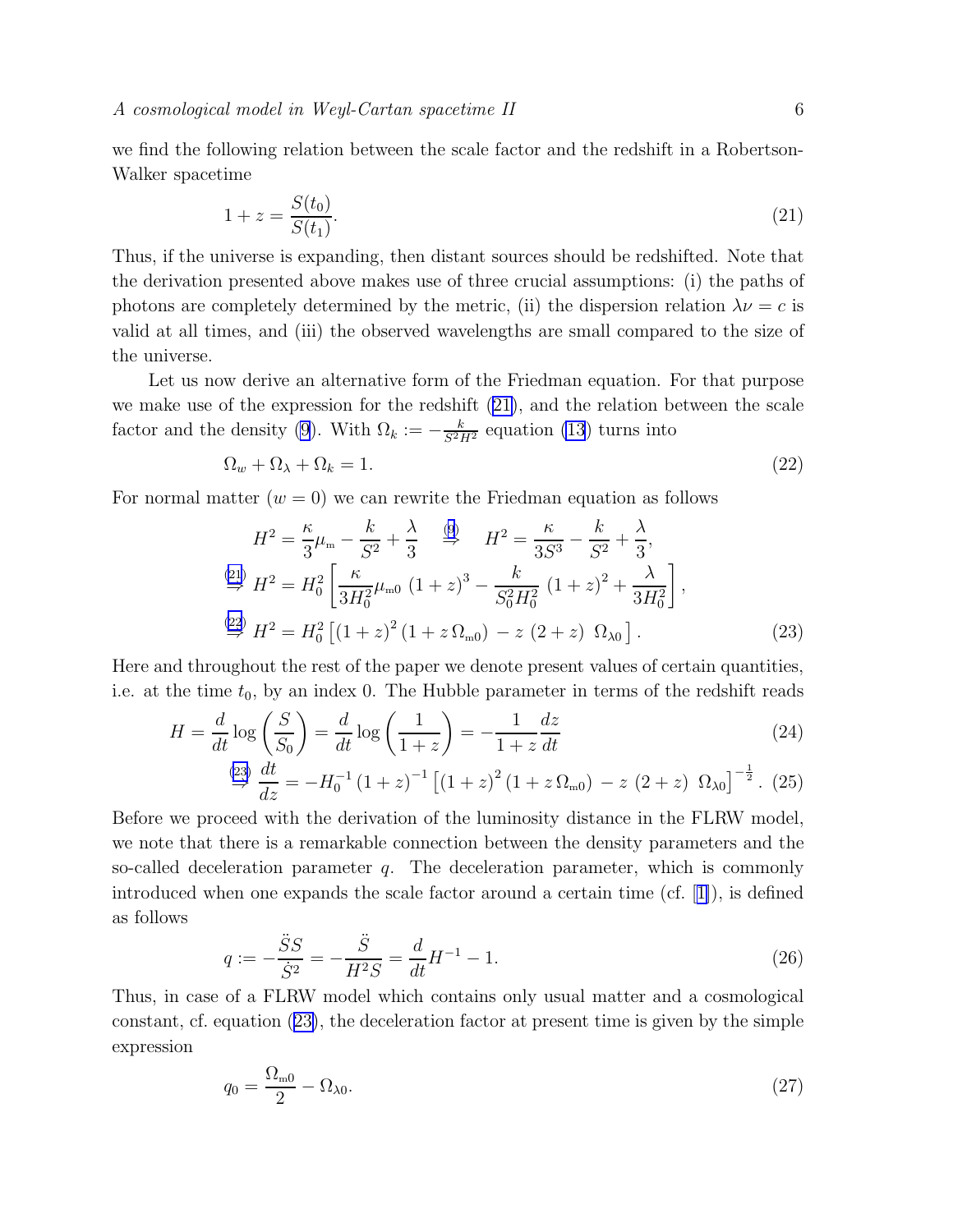we find the following relation between the scale factor and the redshift in a Robertson-Walker spacetime

$$1 + z = \frac{S(t_0)}{S(t_1)}. \tag{21}$$

Thus, if the universe is expanding, then distant sources should be redshifted. Note that the derivation presented above makes use of three crucial assumptions: (i) the paths of photons are completely determined by the metric, (ii) the dispersion relation $\lambda\nu = c$ is valid at all times, and (iii) the observed wavelengths are small compared to the size of the universe.

Let us now derive an alternative form of the Friedman equation. For that purpose we make use of the expression for the redshift (21), and the relation between the scale factor and the density (9). With $\Omega_k := -\frac{k}{S^2 H^2}$ equation (13) turns into

$$\Omega_w + \Omega_\lambda + \Omega_k = 1. \tag{22}$$

For normal matter ($w = 0$) we can rewrite the Friedman equation as follows

$$\begin{aligned}
H^2 = \frac{\kappa}{3}\mu_{\rm m} - \frac{k}{S^2} + \frac{\lambda}{3} \quad &\overset{(9)}{\Rightarrow} \quad H^2 = \frac{\kappa}{3S^3} - \frac{k}{S^2} + \frac{\lambda}{3}, \\
\overset{(21)}{\Rightarrow} H^2 = H_0^2 &\left[\frac{\kappa}{3H_0^2}\mu_{\rm m0}\,(1+z)^3 - \frac{k}{S_0^2 H_0^2}\,(1+z)^2 + \frac{\lambda}{3H_0^2}\right], \\
\overset{(22)}{\Rightarrow} H^2 = H_0^2 &\left[(1+z)^2\,(1 + z\,\Omega_{\rm m0}) - z\,(2+z)\,\Omega_{\lambda 0}\right].
\end{aligned} \tag{23}$$

Here and throughout the rest of the paper we denote present values of certain quantities, i.e. at the time $t_0$, by an index 0. The Hubble parameter in terms of the redshift reads

$$H = \frac{d}{dt}\log\left(\frac{S}{S_0}\right) = \frac{d}{dt}\log\left(\frac{1}{1+z}\right) = -\frac{1}{1+z}\frac{dz}{dt} \tag{24}$$

$$\overset{(23)}{\Rightarrow} \frac{dt}{dz} = -H_0^{-1}\,(1+z)^{-1}\left[(1+z)^2\,(1+z\,\Omega_{\rm m0}) - z\,(2+z)\,\Omega_{\lambda 0}\right]^{-\frac{1}{2}}. \tag{25}$$

Before we proceed with the derivation of the luminosity distance in the FLRW model, we note that there is a remarkable connection between the density parameters and the so-called deceleration parameter $q$. The deceleration parameter, which is commonly introduced when one expands the scale factor around a certain time (cf. [1]), is defined as follows

$$q := -\frac{\ddot{S}S}{\dot{S}^2} = -\frac{\ddot{S}}{H^2 S} = \frac{d}{dt}H^{-1} - 1. \tag{26}$$

Thus, in case of a FLRW model which contains only usual matter and a cosmological constant, cf. equation (23), the deceleration factor at present time is given by the simple expression

$$q_0 = \frac{\Omega_{\rm m0}}{2} - \Omega_{\lambda 0}. \tag{27}$$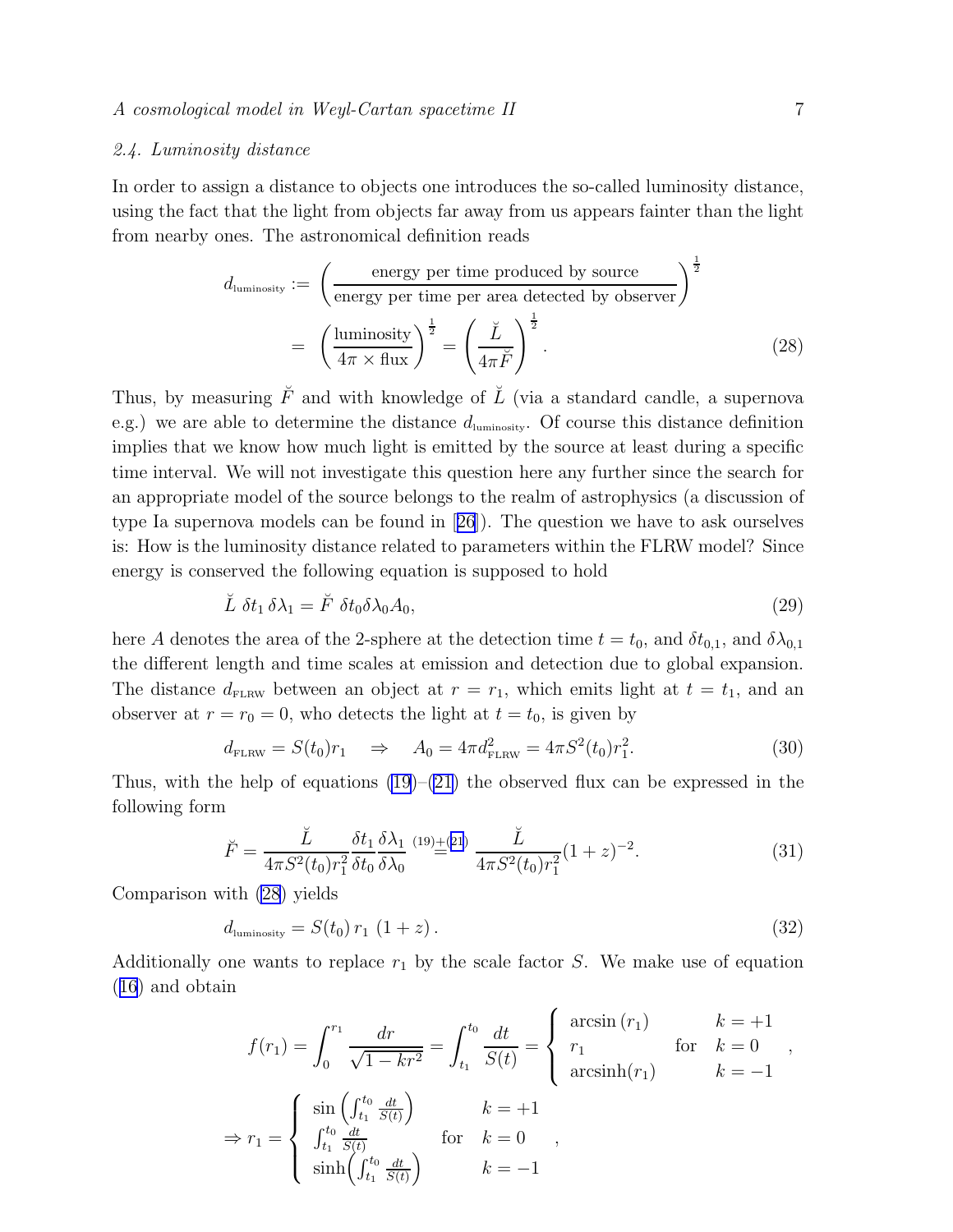### 2.4. Luminosity distance

In order to assign a distance to objects one introduces the so-called luminosity distance, using the fact that the light from objects far away from us appears fainter than the light from nearby ones. The astronomical definition reads

$$
\begin{aligned}
d_{\text{luminosity}} &:= \left(\frac{\text{energy per time produced by source}}{\text{energy per time per area detected by observer}}\right)^{\frac{1}{2}} \\
&= \left(\frac{\text{luminosity}}{4\pi \times \text{flux}}\right)^{\frac{1}{2}} = \left(\frac{\breve{L}}{4\pi \breve{F}}\right)^{\frac{1}{2}}.
\end{aligned}
\tag{28}
$$

Thus, by measuring $\breve{F}$ and with knowledge of $\breve{L}$ (via a standard candle, a supernova e.g.) we are able to determine the distance $d_{\text{luminosity}}$. Of course this distance definition implies that we know how much light is emitted by the source at least during a specific time interval. We will not investigate this question here any further since the search for an appropriate model of the source belongs to the realm of astrophysics (a discussion of type Ia supernova models can be found in [26]). The question we have to ask ourselves is: How is the luminosity distance related to parameters within the FLRW model? Since energy is conserved the following equation is supposed to hold

$$
\breve{L}\ \delta t_1\, \delta\lambda_1 = \breve{F}\ \delta t_0 \delta\lambda_0 A_0,
\tag{29}
$$

here $A$ denotes the area of the 2-sphere at the detection time $t = t_0$, and $\delta t_{0,1}$, and $\delta\lambda_{0,1}$ the different length and time scales at emission and detection due to global expansion. The distance $d_{\text{FLRW}}$ between an object at $r = r_1$, which emits light at $t = t_1$, and an observer at $r = r_0 = 0$, who detects the light at $t = t_0$, is given by

$$
d_{\text{FLRW}} = S(t_0) r_1 \quad \Rightarrow \quad A_0 = 4\pi d^2_{\text{FLRW}} = 4\pi S^2(t_0) r_1^2.
\tag{30}
$$

Thus, with the help of equations (19)–(21) the observed flux can be expressed in the following form

$$
\breve{F} = \frac{\breve{L}}{4\pi S^2(t_0) r_1^2} \frac{\delta t_1}{\delta t_0} \frac{\delta\lambda_1}{\delta\lambda_0} \overset{(19)+(21)}{=} \frac{\breve{L}}{4\pi S^2(t_0) r_1^2} (1+z)^{-2}.
\tag{31}
$$

Comparison with (28) yields

$$
d_{\text{luminosity}} = S(t_0)\, r_1\, (1+z)\,.
\tag{32}
$$

Additionally one wants to replace $r_1$ by the scale factor $S$. We make use of equation (16) and obtain

$$
f(r_1) = \int_0^{r_1} \frac{dr}{\sqrt{1-kr^2}} = \int_{t_1}^{t_0} \frac{dt}{S(t)} = \left\{ \begin{array}{ll} \arcsin(r_1) & k=+1 \\ r_1 \qquad \text{for} & k=0 \\ \operatorname{arcsinh}(r_1) & k=-1 \end{array} \right. ,
$$

$$
\Rightarrow r_1 = \left\{ \begin{array}{ll} \sin\left(\int_{t_1}^{t_0} \frac{dt}{S(t)}\right) & k=+1 \\ \int_{t_1}^{t_0} \frac{dt}{S(t)} \qquad \text{for} & k=0 \\ \sinh\left(\int_{t_1}^{t_0} \frac{dt}{S(t)}\right) & k=-1 \end{array} \right. ,
$$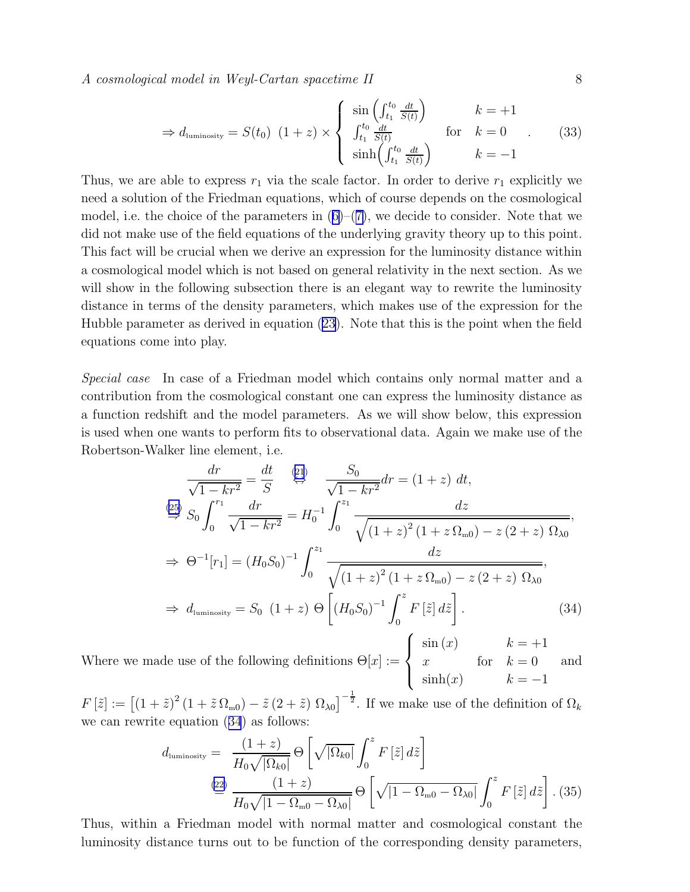$$\Rightarrow d_{\text{luminosity}} = S(t_0)\;(1+z) \times \begin{cases} \sin\left(\int_{t_1}^{t_0} \frac{dt}{S(t)}\right) & k=+1 \\ \int_{t_1}^{t_0} \frac{dt}{S(t)} \quad \text{for} & k=0 \\ \sinh\left(\int_{t_1}^{t_0} \frac{dt}{S(t)}\right) & k=-1 \end{cases} . \tag{33}$$

Thus, we are able to express $r_1$ via the scale factor. In order to derive $r_1$ explicitly we need a solution of the Friedman equations, which of course depends on the cosmological model, i.e. the choice of the parameters in (6)–(7), we decide to consider. Note that we did not make use of the field equations of the underlying gravity theory up to this point. This fact will be crucial when we derive an expression for the luminosity distance within a cosmological model which is not based on general relativity in the next section. As we will show in the following subsection there is an elegant way to rewrite the luminosity distance in terms of the density parameters, which makes use of the expression for the Hubble parameter as derived in equation (23). Note that this is the point when the field equations come into play.

*Special case* In case of a Friedman model which contains only normal matter and a contribution from the cosmological constant one can express the luminosity distance as a function redshift and the model parameters. As we will show below, this expression is used when one wants to perform fits to observational data. Again we make use of the Robertson-Walker line element, i.e.

$$\frac{dr}{\sqrt{1-kr^2}} = \frac{dt}{S} \quad \overset{(21)}{\Leftrightarrow} \quad \frac{S_0}{\sqrt{1-kr^2}} dr = (1+z)\; dt,$$

$$\overset{(25)}{\Rightarrow} S_0 \int_0^{r_1} \frac{dr}{\sqrt{1-kr^2}} = H_0^{-1} \int_0^{z_1} \frac{dz}{\sqrt{(1+z)^2\,(1+z\,\Omega_{\text{m}0}) - z\,(2+z)\;\Omega_{\lambda 0}}},$$

$$\Rightarrow\; \Theta^{-1}[r_1] = (H_0 S_0)^{-1} \int_0^{z_1} \frac{dz}{\sqrt{(1+z)^2\,(1+z\,\Omega_{\text{m}0}) - z\,(2+z)\;\Omega_{\lambda 0}}},$$

$$\Rightarrow\; d_{\text{luminosity}} = S_0\;(1+z)\;\Theta\left[(H_0 S_0)^{-1} \int_0^{z} F\left[\tilde{z}\right] d\tilde{z}\right]. \tag{34}$$

Where we made use of the following definitions $\Theta[x] := \begin{cases} \sin(x) & k=+1 \\ x \quad \text{for} & k=0 \\ \sinh(x) & k=-1 \end{cases}$ and $F\left[\tilde{z}\right] := \left[(1+\tilde{z})^2\,(1+\tilde{z}\,\Omega_{\text{m}0}) - \tilde{z}\,(2+\tilde{z})\;\Omega_{\lambda 0}\right]^{-\frac{1}{2}}$. If we make use of the definition of $\Omega_k$ we can rewrite equation (34) as follows:

$$d_{\text{luminosity}} = \frac{(1+z)}{H_0\sqrt{|\Omega_{k0}|}}\,\Theta\left[\sqrt{|\Omega_{k0}|}\int_0^z F\left[\tilde{z}\right] d\tilde{z}\right]$$

$$\overset{(22)}{=} \frac{(1+z)}{H_0\sqrt{|1-\Omega_{\text{m}0}-\Omega_{\lambda 0}|}}\,\Theta\left[\sqrt{|1-\Omega_{\text{m}0}-\Omega_{\lambda 0}|}\int_0^z F\left[\tilde{z}\right] d\tilde{z}\right]. \tag{35}$$

Thus, within a Friedman model with normal matter and cosmological constant the luminosity distance turns out to be function of the corresponding density parameters,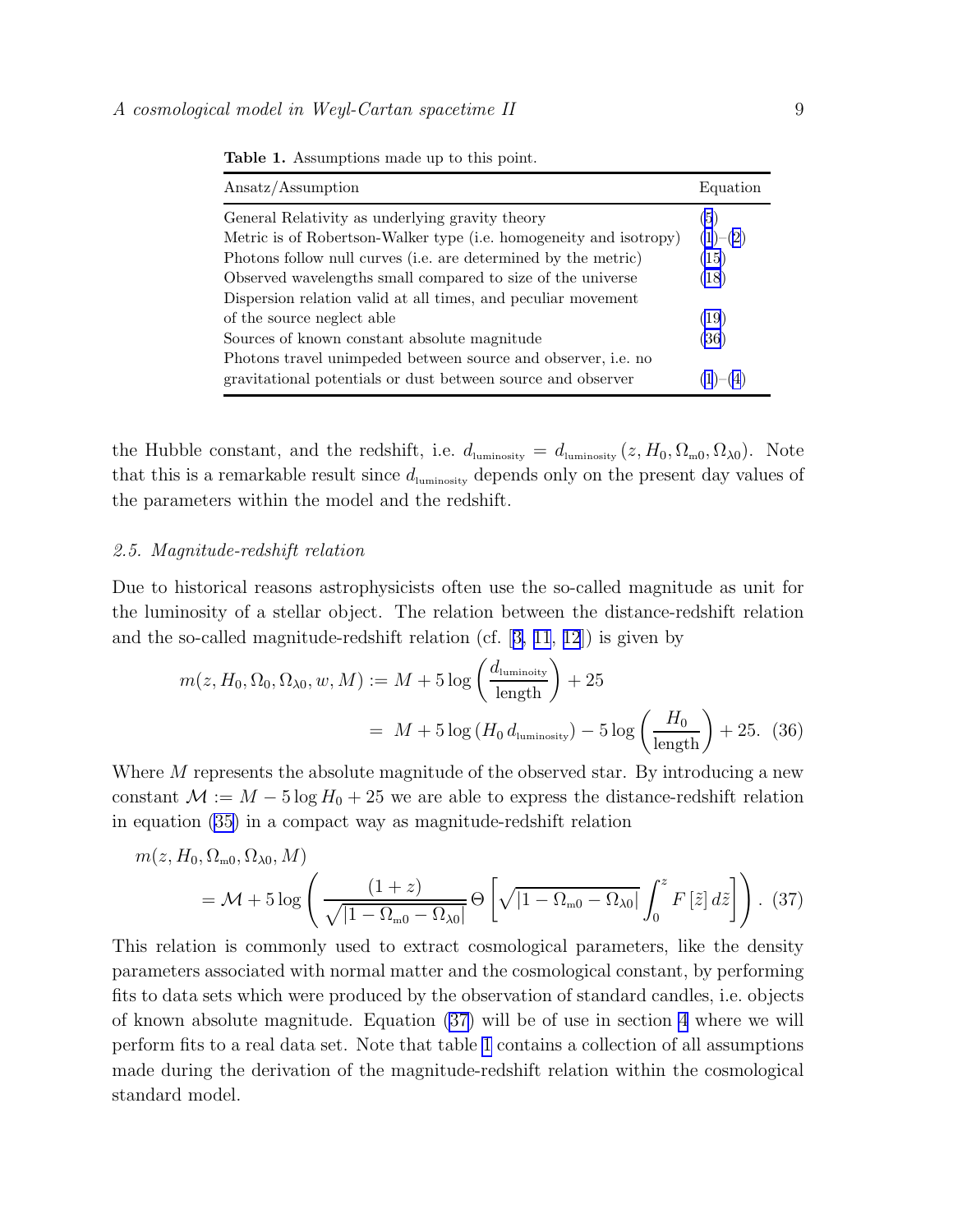**Table 1.** Assumptions made up to this point.

| Ansatz/Assumption | Equation |
|---|---|
| General Relativity as underlying gravity theory | (5) |
| Metric is of Robertson-Walker type (i.e. homogeneity and isotropy) | (1)–(2) |
| Photons follow null curves (i.e. are determined by the metric) | (15) |
| Observed wavelengths small compared to size of the universe | (18) |
| Dispersion relation valid at all times, and peculiar movement of the source neglect able | (19) |
| Sources of known constant absolute magnitude | (36) |
| Photons travel unimpeded between source and observer, i.e. no gravitational potentials or dust between source and observer | (1)–(4) |

the Hubble constant, and the redshift, i.e. $d_{\text{luminosity}} = d_{\text{luminosity}}\left(z, H_0, \Omega_{\text{m0}}, \Omega_{\lambda 0}\right)$. Note that this is a remarkable result since $d_{\text{luminosity}}$ depends only on the present day values of the parameters within the model and the redshift.

### 2.5. Magnitude-redshift relation

Due to historical reasons astrophysicists often use the so-called magnitude as unit for the luminosity of a stellar object. The relation between the distance-redshift relation and the so-called magnitude-redshift relation (cf. [3, 11, 12]) is given by

$$
\begin{aligned}
m(z, H_0, \Omega_0, \Omega_{\lambda 0}, w, M) &:= M + 5\log\left(\frac{d_{\text{luminoity}}}{\text{length}}\right) + 25 \\
&= M + 5\log\left(H_0\, d_{\text{luminosity}}\right) - 5\log\left(\frac{H_0}{\text{length}}\right) + 25. \quad (36)
\end{aligned}
$$

Where $M$ represents the absolute magnitude of the observed star. By introducing a new constant $\mathcal{M} := M - 5\log H_0 + 25$ we are able to express the distance-redshift relation in equation (35) in a compact way as magnitude-redshift relation

$$
\begin{aligned}
&m(z, H_0, \Omega_{\text{m0}}, \Omega_{\lambda 0}, M) \\
&\quad = \mathcal{M} + 5\log\left(\frac{(1+z)}{\sqrt{|1-\Omega_{\text{m0}}-\Omega_{\lambda 0}|}}\,\Theta\left[\sqrt{|1-\Omega_{\text{m0}}-\Omega_{\lambda 0}|}\int_0^z F\left[\tilde{z}\right] d\tilde{z}\right]\right). \quad (37)
\end{aligned}
$$

This relation is commonly used to extract cosmological parameters, like the density parameters associated with normal matter and the cosmological constant, by performing fits to data sets which were produced by the observation of standard candles, i.e. objects of known absolute magnitude. Equation (37) will be of use in section 4 where we will perform fits to a real data set. Note that table 1 contains a collection of all assumptions made during the derivation of the magnitude-redshift relation within the cosmological standard model.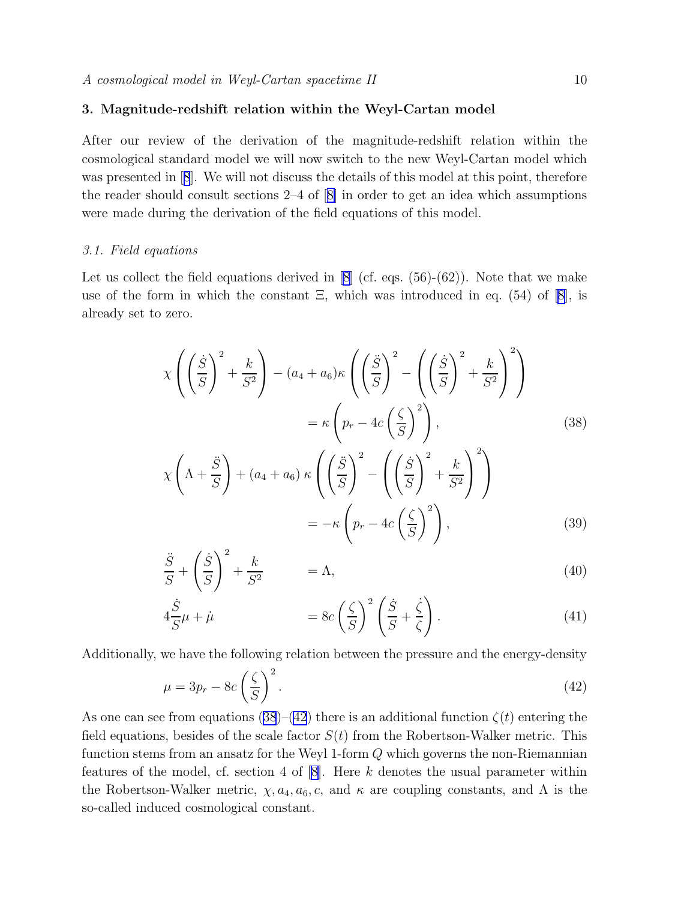## 3. Magnitude-redshift relation within the Weyl-Cartan model

After our review of the derivation of the magnitude-redshift relation within the cosmological standard model we will now switch to the new Weyl-Cartan model which was presented in [8]. We will not discuss the details of this model at this point, therefore the reader should consult sections 2–4 of [8] in order to get an idea which assumptions were made during the derivation of the field equations of this model.

### *3.1. Field equations*

Let us collect the field equations derived in [8] (cf. eqs. (56)-(62)). Note that we make use of the form in which the constant $\Xi$, which was introduced in eq. (54) of [8], is already set to zero.

$$\chi\left(\left(\frac{\dot{S}}{S}\right)^2+\frac{k}{S^2}\right)-(a_4+a_6)\kappa\left(\left(\frac{\ddot{S}}{S}\right)^2-\left(\left(\frac{\dot{S}}{S}\right)^2+\frac{k}{S^2}\right)^2\right)$$
$$=\kappa\left(p_r-4c\left(\frac{\zeta}{S}\right)^2\right), \tag{38}$$

$$\chi\left(\Lambda+\frac{\ddot{S}}{S}\right)+(a_4+a_6)\,\kappa\left(\left(\frac{\ddot{S}}{S}\right)^2-\left(\left(\frac{\dot{S}}{S}\right)^2+\frac{k}{S^2}\right)^2\right)$$
$$=-\kappa\left(p_r-4c\left(\frac{\zeta}{S}\right)^2\right), \tag{39}$$

$$\frac{\ddot{S}}{S}+\left(\frac{\dot{S}}{S}\right)^2+\frac{k}{S^2}=\Lambda, \tag{40}$$

$$4\frac{\dot{S}}{S}\mu+\dot{\mu}=8c\left(\frac{\zeta}{S}\right)^2\left(\frac{\dot{S}}{S}+\frac{\dot{\zeta}}{\zeta}\right). \tag{41}$$

Additionally, we have the following relation between the pressure and the energy-density

$$\mu=3p_r-8c\left(\frac{\zeta}{S}\right)^2. \tag{42}$$

As one can see from equations (38)–(42) there is an additional function $\zeta(t)$ entering the field equations, besides of the scale factor $S(t)$ from the Robertson-Walker metric. This function stems from an ansatz for the Weyl 1-form $Q$ which governs the non-Riemannian features of the model, cf. section 4 of [8]. Here $k$ denotes the usual parameter within the Robertson-Walker metric, $\chi, a_4, a_6, c$, and $\kappa$ are coupling constants, and $\Lambda$ is the so-called induced cosmological constant.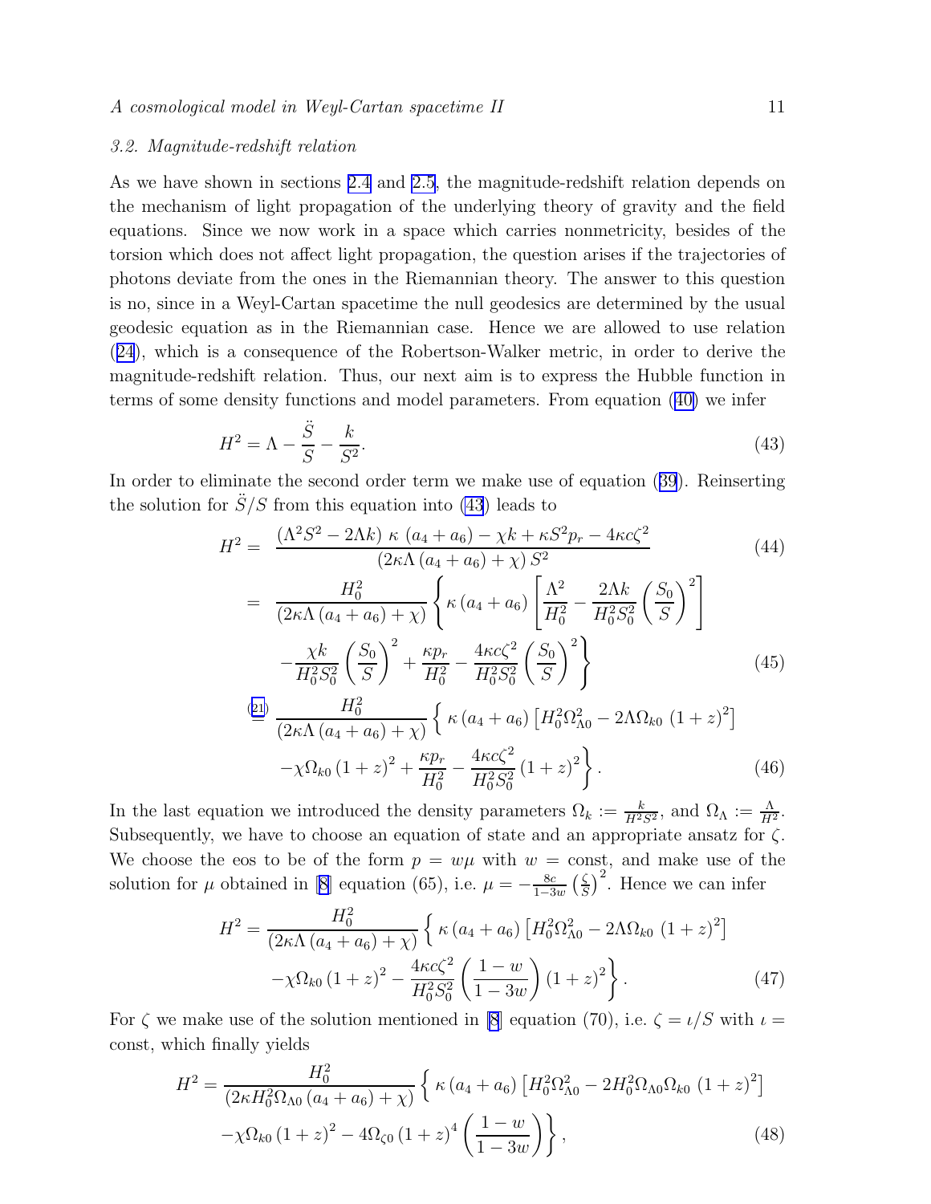### 3.2. Magnitude-redshift relation

As we have shown in sections 2.4 and 2.5, the magnitude-redshift relation depends on the mechanism of light propagation of the underlying theory of gravity and the field equations. Since we now work in a space which carries nonmetricity, besides of the torsion which does not affect light propagation, the question arises if the trajectories of photons deviate from the ones in the Riemannian theory. The answer to this question is no, since in a Weyl-Cartan spacetime the null geodesics are determined by the usual geodesic equation as in the Riemannian case. Hence we are allowed to use relation (24), which is a consequence of the Robertson-Walker metric, in order to derive the magnitude-redshift relation. Thus, our next aim is to express the Hubble function in terms of some density functions and model parameters. From equation (40) we infer

$$H^2 = \Lambda - \frac{\ddot{S}}{S} - \frac{k}{S^2}. \tag{43}$$

In order to eliminate the second order term we make use of equation (39). Reinserting the solution for $\ddot{S}/S$ from this equation into (43) leads to

$$\begin{aligned}
H^2 = &\ \frac{\left(\Lambda^2 S^2 - 2\Lambda k\right)\, \kappa\, (a_4 + a_6) - \chi k + \kappa S^2 p_r - 4\kappa c \zeta^2}{\left(2\kappa\Lambda\,(a_4 + a_6) + \chi\right) S^2} & (44)\\
= &\ \frac{H_0^2}{\left(2\kappa\Lambda\,(a_4 + a_6) + \chi\right)} \left\{ \kappa\,(a_4 + a_6) \left[ \frac{\Lambda^2}{H_0^2} - \frac{2\Lambda k}{H_0^2 S_0^2}\left(\frac{S_0}{S}\right)^2 \right] \right.\\
&\left. - \frac{\chi k}{H_0^2 S_0^2}\left(\frac{S_0}{S}\right)^2 + \frac{\kappa p_r}{H_0^2} - \frac{4\kappa c \zeta^2}{H_0^2 S_0^2}\left(\frac{S_0}{S}\right)^2 \right\} & (45)\\
\stackrel{(21)}{=} &\ \frac{H_0^2}{\left(2\kappa\Lambda\,(a_4 + a_6) + \chi\right)} \left\{ \kappa\,(a_4 + a_6)\left[ H_0^2 \Omega_{\Lambda 0}^2 - 2\Lambda \Omega_{k0}\,(1+z)^2 \right] \right.\\
&\left. - \chi \Omega_{k0}\,(1+z)^2 + \frac{\kappa p_r}{H_0^2} - \frac{4\kappa c \zeta^2}{H_0^2 S_0^2}\,(1+z)^2 \right\}. & (46)
\end{aligned}$$

In the last equation we introduced the density parameters $\Omega_k := \frac{k}{H^2 S^2}$, and $\Omega_\Lambda := \frac{\Lambda}{H^2}$. Subsequently, we have to choose an equation of state and an appropriate ansatz for $\zeta$. We choose the eos to be of the form $p = w\mu$ with $w = \text{const}$, and make use of the solution for $\mu$ obtained in [8] equation (65), i.e. $\mu = -\frac{8c}{1-3w}\left(\frac{\zeta}{S}\right)^2$. Hence we can infer

$$\begin{aligned}
H^2 = \frac{H_0^2}{\left(2\kappa\Lambda\,(a_4 + a_6) + \chi\right)} &\left\{ \kappa\,(a_4 + a_6)\left[ H_0^2 \Omega_{\Lambda 0}^2 - 2\Lambda \Omega_{k0}\,(1+z)^2 \right] \right.\\
&\left. - \chi \Omega_{k0}\,(1+z)^2 - \frac{4\kappa c \zeta^2}{H_0^2 S_0^2}\left(\frac{1-w}{1-3w}\right)(1+z)^2 \right\}. \qquad (47)
\end{aligned}$$

For $\zeta$ we make use of the solution mentioned in [8] equation (70), i.e. $\zeta = \iota/S$ with $\iota = \text{const}$, which finally yields

$$\begin{aligned}
H^2 = \frac{H_0^2}{\left(2\kappa H_0^2 \Omega_{\Lambda 0}\,(a_4 + a_6) + \chi\right)} &\left\{ \kappa\,(a_4 + a_6)\left[ H_0^2 \Omega_{\Lambda 0}^2 - 2H_0^2 \Omega_{\Lambda 0} \Omega_{k0}\,(1+z)^2 \right] \right.\\
&\left. - \chi \Omega_{k0}\,(1+z)^2 - 4\Omega_{\zeta 0}\,(1+z)^4 \left(\frac{1-w}{1-3w}\right) \right\}, \qquad (48)
\end{aligned}$$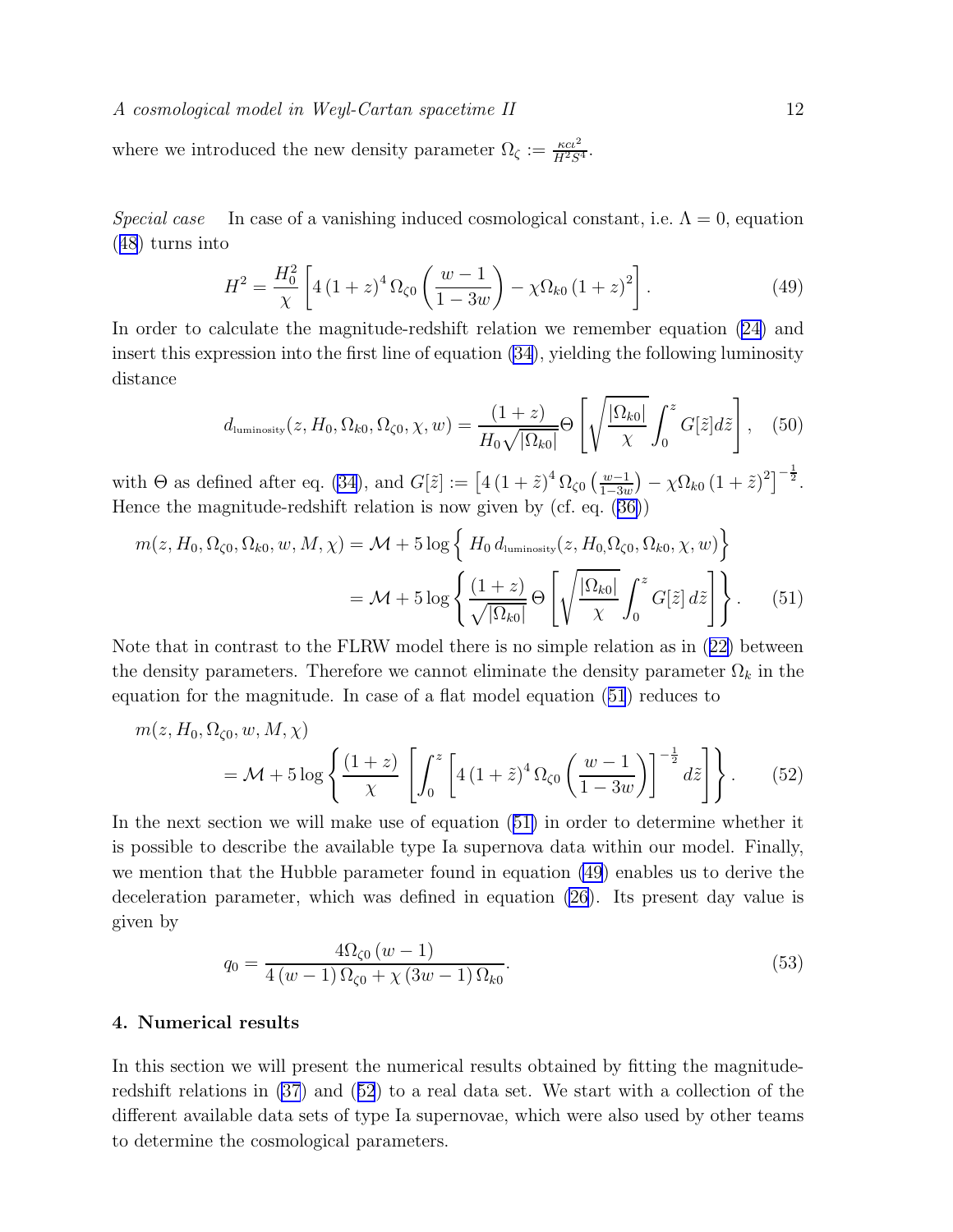where we introduced the new density parameter $\Omega_\zeta := \frac{\kappa c \iota^2}{H^2 S^4}$.

*Special case* In case of a vanishing induced cosmological constant, i.e. $\Lambda = 0$, equation (48) turns into

$$H^2 = \frac{H_0^2}{\chi}\left[4\left(1+z\right)^4 \Omega_{\zeta 0}\left(\frac{w-1}{1-3w}\right) - \chi \Omega_{k0}\left(1+z\right)^2\right]. \tag{49}$$

In order to calculate the magnitude-redshift relation we remember equation (24) and insert this expression into the first line of equation (34), yielding the following luminosity distance

$$d_{\text{luminosity}}(z, H_0, \Omega_{k0}, \Omega_{\zeta 0}, \chi, w) = \frac{(1+z)}{H_0\sqrt{|\Omega_{k0}|}}\Theta\left[\sqrt{\frac{|\Omega_{k0}|}{\chi}}\int_0^z G[\tilde{z}]d\tilde{z}\right], \tag{50}$$

with $\Theta$ as defined after eq. (34), and $G[\tilde{z}] := \left[4\left(1+\tilde{z}\right)^4 \Omega_{\zeta 0}\left(\frac{w-1}{1-3w}\right) - \chi\Omega_{k0}\left(1+\tilde{z}\right)^2\right]^{-\frac{1}{2}}$. Hence the magnitude-redshift relation is now given by (cf. eq. (36))

$$\begin{aligned} m(z, H_0, \Omega_{\zeta 0}, \Omega_{k0}, w, M, \chi) &= \mathcal{M} + 5\log\left\{\, H_0\, d_{\text{luminosity}}(z, H_{0,}\Omega_{\zeta 0}, \Omega_{k0}, \chi, w)\right\} \\ &= \mathcal{M} + 5\log\left\{\frac{(1+z)}{\sqrt{|\Omega_{k0}|}}\,\Theta\left[\sqrt{\frac{|\Omega_{k0}|}{\chi}}\int_0^z G[\tilde{z}]\, d\tilde{z}\right]\right\}. \end{aligned} \tag{51}$$

Note that in contrast to the FLRW model there is no simple relation as in (22) between the density parameters. Therefore we cannot eliminate the density parameter $\Omega_k$ in the equation for the magnitude. In case of a flat model equation (51) reduces to

$$\begin{aligned} & m(z, H_0, \Omega_{\zeta 0}, w, M, \chi) \\ & \quad = \mathcal{M} + 5\log\left\{\frac{(1+z)}{\chi}\left[\int_0^z \left[4\left(1+\tilde{z}\right)^4\Omega_{\zeta 0}\left(\frac{w-1}{1-3w}\right)\right]^{-\frac{1}{2}} d\tilde{z}\right]\right\}. \end{aligned} \tag{52}$$

In the next section we will make use of equation (51) in order to determine whether it is possible to describe the available type Ia supernova data within our model. Finally, we mention that the Hubble parameter found in equation (49) enables us to derive the deceleration parameter, which was defined in equation (26). Its present day value is given by

$$q_0 = \frac{4\Omega_{\zeta 0}\left(w-1\right)}{4\left(w-1\right)\Omega_{\zeta 0} + \chi\left(3w-1\right)\Omega_{k0}}. \tag{53}$$

## 4. Numerical results

In this section we will present the numerical results obtained by fitting the magnitude-redshift relations in (37) and (52) to a real data set. We start with a collection of the different available data sets of type Ia supernovae, which were also used by other teams to determine the cosmological parameters.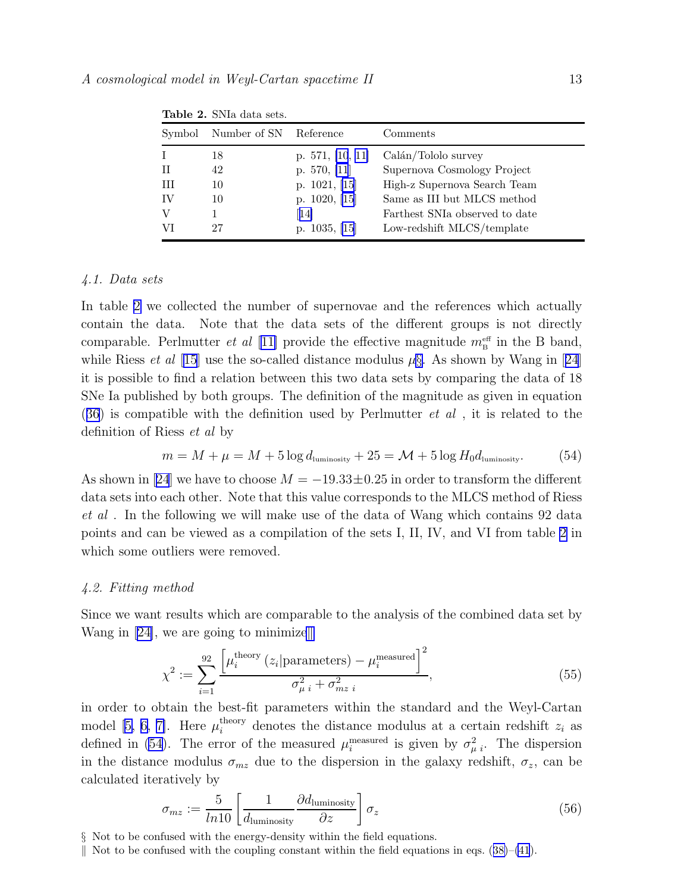**Table 2.** SNIa data sets.

| Symbol | Number of SN | Reference | Comments |
|---|---|---|---|
| I | 18 | p. 571, [10, 11] | Calán/Tololo survey |
| II | 42 | p. 570, [11] | Supernova Cosmology Project |
| III | 10 | p. 1021, [15] | High-z Supernova Search Team |
| IV | 10 | p. 1020, [15] | Same as III but MLCS method |
| V | 1 | [14] | Farthest SNIa observed to date |
| VI | 27 | p. 1035, [15] | Low-redshift MLCS/template |

### *4.1. Data sets*

In table 2 we collected the number of supernovae and the references which actually contain the data. Note that the data sets of the different groups is not directly comparable. Perlmutter *et al* [11] provide the effective magnitude $m_{\rm B}^{\rm eff}$ in the B band, while Riess *et al* [15] use the so-called distance modulus $\mu$§. As shown by Wang in [24] it is possible to find a relation between this two data sets by comparing the data of 18 SNe Ia published by both groups. The definition of the magnitude as given in equation (36) is compatible with the definition used by Perlmutter *et al* , it is related to the definition of Riess *et al* by

$$m = M + \mu = M + 5\log d_{\rm luminosity} + 25 = \mathcal{M} + 5\log H_0 d_{\rm luminosity}. \tag{54}$$

As shown in [24] we have to choose $M = -19.33 \pm 0.25$ in order to transform the different data sets into each other. Note that this value corresponds to the MLCS method of Riess *et al* . In the following we will make use of the data of Wang which contains 92 data points and can be viewed as a compilation of the sets I, II, IV, and VI from table 2 in which some outliers were removed.

### *4.2. Fitting method*

Since we want results which are comparable to the analysis of the combined data set by Wang in [24], we are going to minimize‖

$$\chi^2 := \sum_{i=1}^{92} \frac{\left[\mu_i^{\rm theory}\left(z_i|{\rm parameters}\right) - \mu_i^{\rm measured}\right]^2}{\sigma^2_{\mu\, i} + \sigma^2_{mz\, i}}, \tag{55}$$

in order to obtain the best-fit parameters within the standard and the Weyl-Cartan model [5, 6, 7]. Here $\mu_i^{\rm theory}$ denotes the distance modulus at a certain redshift $z_i$ as defined in (54). The error of the measured $\mu_i^{\rm measured}$ is given by $\sigma^2_{\mu\, i}$. The dispersion in the distance modulus $\sigma_{mz}$ due to the dispersion in the galaxy redshift, $\sigma_z$, can be calculated iteratively by

$$\sigma_{mz} := \frac{5}{ln 10}\left[\frac{1}{d_{\rm luminosity}}\frac{\partial d_{\rm luminosity}}{\partial z}\right]\sigma_z \tag{56}$$

§ Not to be confused with the energy-density within the field equations.

‖ Not to be confused with the coupling constant within the field equations in eqs. (38)–(41).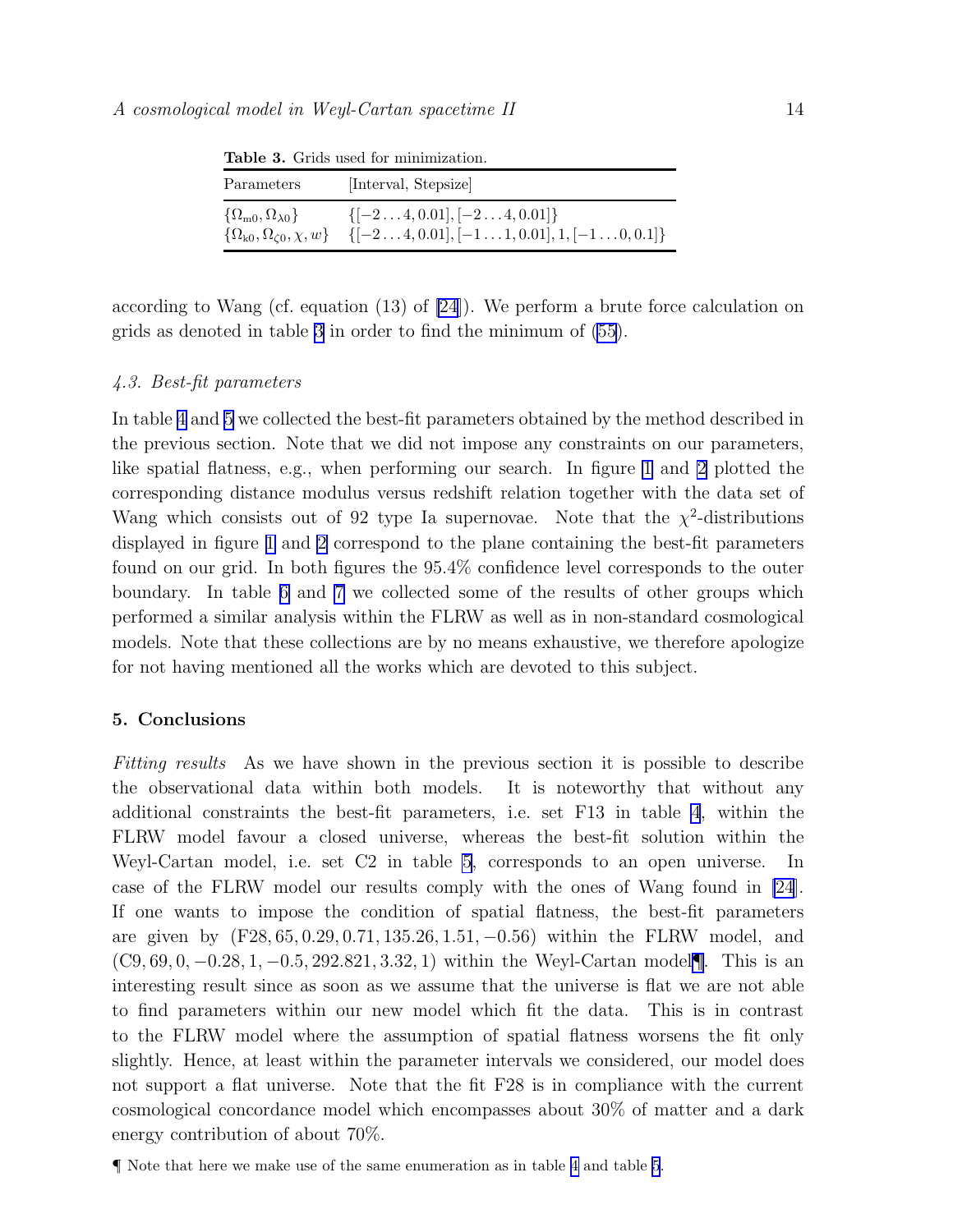**Table 3.** Grids used for minimization.

| Parameters | [Interval, Stepsize] |
|---|---|
| $\{\Omega_{\rm m0}, \Omega_{\lambda 0}\}$ | $\{[-2 \ldots 4, 0.01], [-2 \ldots 4, 0.01]\}$ |
| $\{\Omega_{\rm k0}, \Omega_{\zeta 0}, \chi, w\}$ | $\{[-2 \ldots 4, 0.01], [-1 \ldots 1, 0.01], 1, [-1 \ldots 0, 0.1]\}$ |

according to Wang (cf. equation (13) of [24]). We perform a brute force calculation on grids as denoted in table 3 in order to find the minimum of (55).

### 4.3. Best-fit parameters

In table 4 and 5 we collected the best-fit parameters obtained by the method described in the previous section. Note that we did not impose any constraints on our parameters, like spatial flatness, e.g., when performing our search. In figure 1 and 2 plotted the corresponding distance modulus versus redshift relation together with the data set of Wang which consists out of 92 type Ia supernovae. Note that the $\chi^2$-distributions displayed in figure 1 and 2 correspond to the plane containing the best-fit parameters found on our grid. In both figures the 95.4% confidence level corresponds to the outer boundary. In table 6 and 7 we collected some of the results of other groups which performed a similar analysis within the FLRW as well as in non-standard cosmological models. Note that these collections are by no means exhaustive, we therefore apologize for not having mentioned all the works which are devoted to this subject.

## 5. Conclusions

*Fitting results* As we have shown in the previous section it is possible to describe the observational data within both models. It is noteworthy that without any additional constraints the best-fit parameters, i.e. set F13 in table 4, within the FLRW model favour a closed universe, whereas the best-fit solution within the Weyl-Cartan model, i.e. set C2 in table 5, corresponds to an open universe. In case of the FLRW model our results comply with the ones of Wang found in [24]. If one wants to impose the condition of spatial flatness, the best-fit parameters are given by $(\text{F28}, 65, 0.29, 0.71, 135.26, 1.51, -0.56)$ within the FLRW model, and $(\text{C9}, 69, 0, -0.28, 1, -0.5, 292.821, 3.32, 1)$ within the Weyl-Cartan model¶. This is an interesting result since as soon as we assume that the universe is flat we are not able to find parameters within our new model which fit the data. This is in contrast to the FLRW model where the assumption of spatial flatness worsens the fit only slightly. Hence, at least within the parameter intervals we considered, our model does not support a flat universe. Note that the fit F28 is in compliance with the current cosmological concordance model which encompasses about 30% of matter and a dark energy contribution of about 70%.

¶ Note that here we make use of the same enumeration as in table 4 and table 5.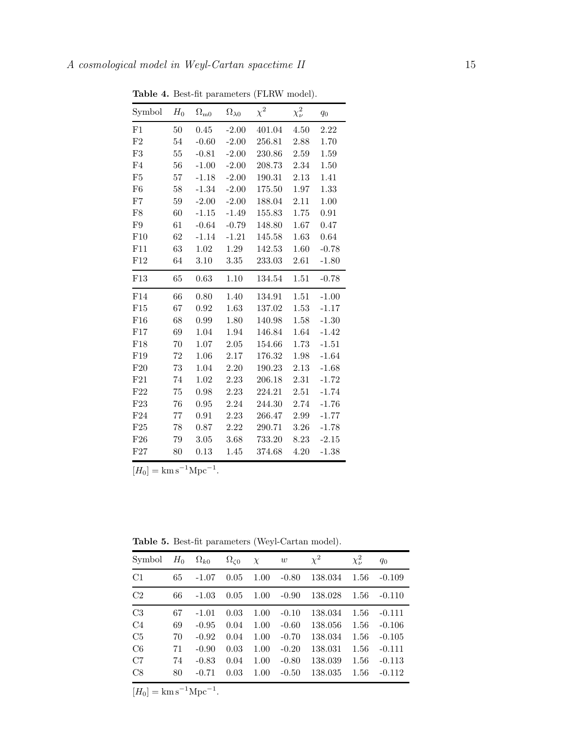**Table 4.** Best-fit parameters (FLRW model).

| Symbol | $H_0$ | $\Omega_{\mathrm{m}0}$ | $\Omega_{\lambda 0}$ | $\chi^2$ | $\chi^2_\nu$ | $q_0$ |
|---|---|---|---|---|---|---|
| F1 | 50 | 0.45 | -2.00 | 401.04 | 4.50 | 2.22 |
| F2 | 54 | -0.60 | -2.00 | 256.81 | 2.88 | 1.70 |
| F3 | 55 | -0.81 | -2.00 | 230.86 | 2.59 | 1.59 |
| F4 | 56 | -1.00 | -2.00 | 208.73 | 2.34 | 1.50 |
| F5 | 57 | -1.18 | -2.00 | 190.31 | 2.13 | 1.41 |
| F6 | 58 | -1.34 | -2.00 | 175.50 | 1.97 | 1.33 |
| F7 | 59 | -2.00 | -2.00 | 188.04 | 2.11 | 1.00 |
| F8 | 60 | -1.15 | -1.49 | 155.83 | 1.75 | 0.91 |
| F9 | 61 | -0.64 | -0.79 | 148.80 | 1.67 | 0.47 |
| F10 | 62 | -1.14 | -1.21 | 145.58 | 1.63 | 0.64 |
| F11 | 63 | 1.02 | 1.29 | 142.53 | 1.60 | -0.78 |
| F12 | 64 | 3.10 | 3.35 | 233.03 | 2.61 | -1.80 |
| F13 | 65 | 0.63 | 1.10 | 134.54 | 1.51 | -0.78 |
| F14 | 66 | 0.80 | 1.40 | 134.91 | 1.51 | -1.00 |
| F15 | 67 | 0.92 | 1.63 | 137.02 | 1.53 | -1.17 |
| F16 | 68 | 0.99 | 1.80 | 140.98 | 1.58 | -1.30 |
| F17 | 69 | 1.04 | 1.94 | 146.84 | 1.64 | -1.42 |
| F18 | 70 | 1.07 | 2.05 | 154.66 | 1.73 | -1.51 |
| F19 | 72 | 1.06 | 2.17 | 176.32 | 1.98 | -1.64 |
| F20 | 73 | 1.04 | 2.20 | 190.23 | 2.13 | -1.68 |
| F21 | 74 | 1.02 | 2.23 | 206.18 | 2.31 | -1.72 |
| F22 | 75 | 0.98 | 2.23 | 224.21 | 2.51 | -1.74 |
| F23 | 76 | 0.95 | 2.24 | 244.30 | 2.74 | -1.76 |
| F24 | 77 | 0.91 | 2.23 | 266.47 | 2.99 | -1.77 |
| F25 | 78 | 0.87 | 2.22 | 290.71 | 3.26 | -1.78 |
| F26 | 79 | 3.05 | 3.68 | 733.20 | 8.23 | -2.15 |
| F27 | 80 | 0.13 | 1.45 | 374.68 | 4.20 | -1.38 |

$[H_0] = \mathrm{km\,s^{-1}Mpc^{-1}}$.

**Table 5.** Best-fit parameters (Weyl-Cartan model).

| Symbol | $H_0$ | $\Omega_{k0}$ | $\Omega_{\zeta 0}$ | $\chi$ | $w$ | $\chi^2$ | $\chi^2_\nu$ | $q_0$ |
|---|---|---|---|---|---|---|---|---|
| C1 | 65 | -1.07 | 0.05 | 1.00 | -0.80 | 138.034 | 1.56 | -0.109 |
| C2 | 66 | -1.03 | 0.05 | 1.00 | -0.90 | 138.028 | 1.56 | -0.110 |
| C3 | 67 | -1.01 | 0.03 | 1.00 | -0.10 | 138.034 | 1.56 | -0.111 |
| C4 | 69 | -0.95 | 0.04 | 1.00 | -0.60 | 138.056 | 1.56 | -0.106 |
| C5 | 70 | -0.92 | 0.04 | 1.00 | -0.70 | 138.034 | 1.56 | -0.105 |
| C6 | 71 | -0.90 | 0.03 | 1.00 | -0.20 | 138.031 | 1.56 | -0.111 |
| C7 | 74 | -0.83 | 0.04 | 1.00 | -0.80 | 138.039 | 1.56 | -0.113 |
| C8 | 80 | -0.71 | 0.03 | 1.00 | -0.50 | 138.035 | 1.56 | -0.112 |

$[H_0] = \mathrm{km\,s^{-1}Mpc^{-1}}$.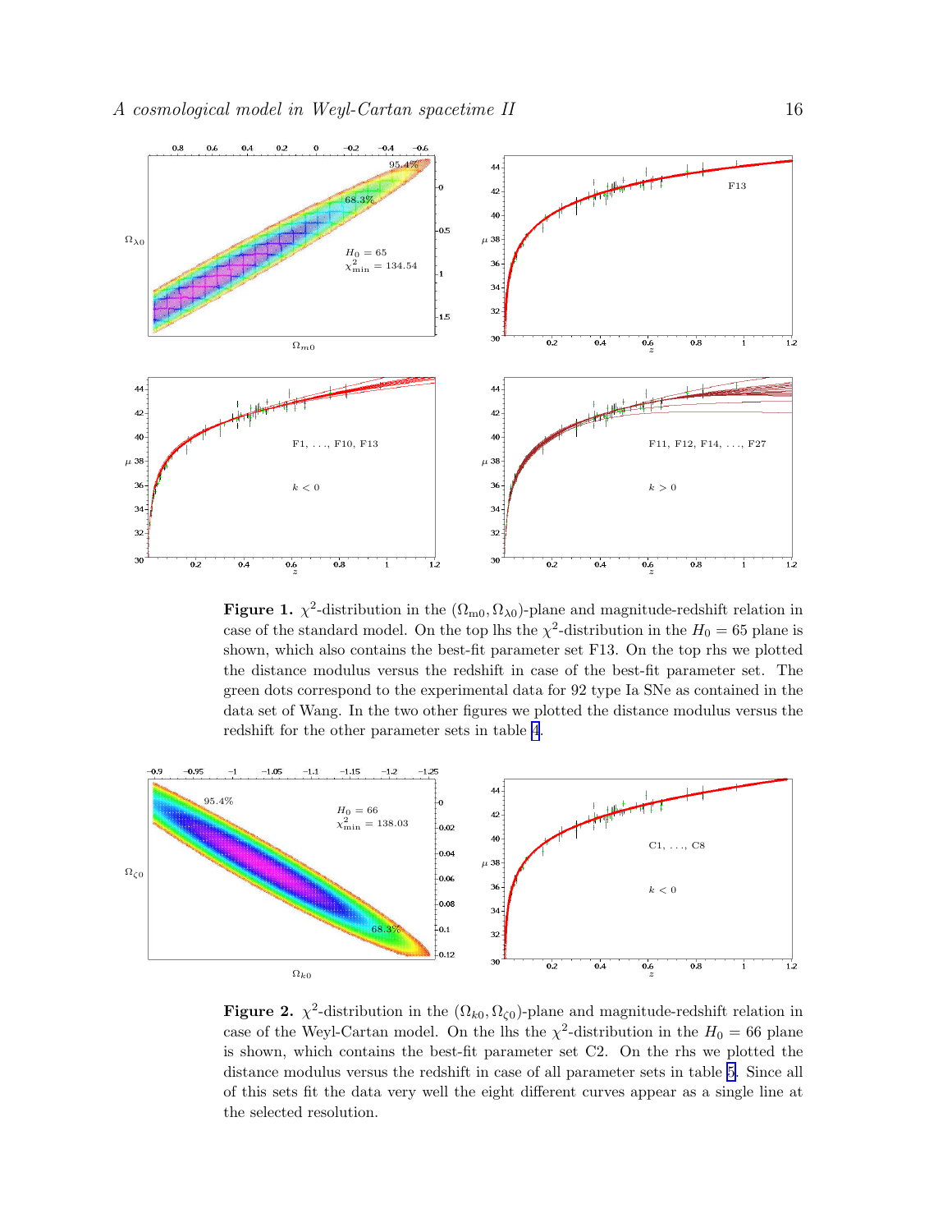**Figure 1.** $\chi^2$-distribution in the $(\Omega_{m0}, \Omega_{\lambda 0})$-plane and magnitude-redshift relation in case of the standard model. On the top lhs the $\chi^2$-distribution in the $H_0 = 65$ plane is shown, which also contains the best-fit parameter set F13. On the top rhs we plotted the distance modulus versus the redshift in case of the best-fit parameter set. The green dots correspond to the experimental data for 92 type Ia SNe as contained in the data set of Wang. In the two other figures we plotted the distance modulus versus the redshift for the other parameter sets in table 4.

**Figure 2.** $\chi^2$-distribution in the $(\Omega_{k0}, \Omega_{\zeta 0})$-plane and magnitude-redshift relation in case of the Weyl-Cartan model. On the lhs the $\chi^2$-distribution in the $H_0 = 66$ plane is shown, which contains the best-fit parameter set C2. On the rhs we plotted the distance modulus versus the redshift in case of all parameter sets in table 5. Since all of this sets fit the data very well the eight different curves appear as a single line at the selected resolution.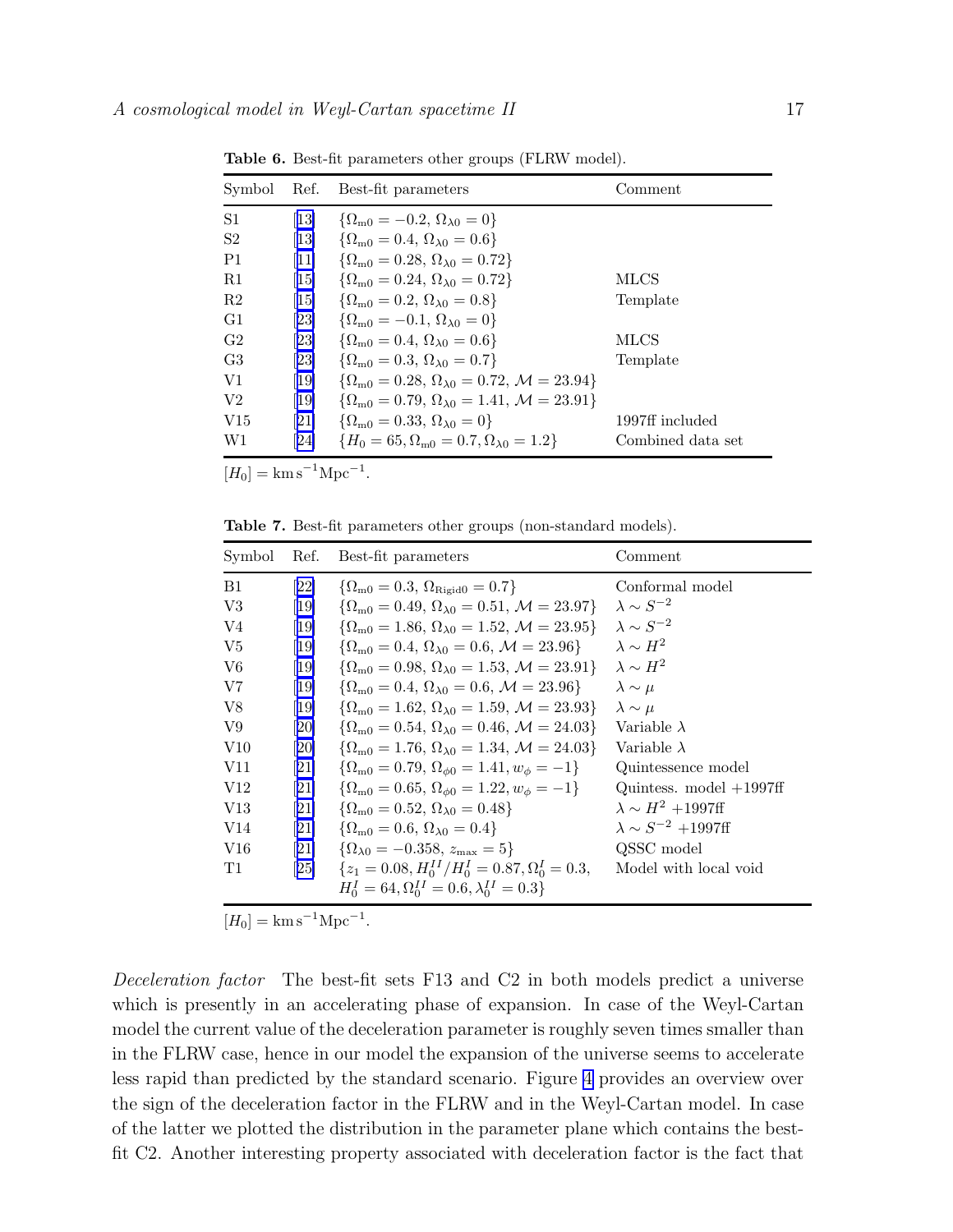**Table 6.** Best-fit parameters other groups (FLRW model).

| Symbol | Ref. | Best-fit parameters | Comment |
|---|---|---|---|
| S1 | [13] | $\{\Omega_{m0} = -0.2,\, \Omega_{\lambda 0} = 0\}$ | |
| S2 | [13] | $\{\Omega_{m0} = 0.4,\, \Omega_{\lambda 0} = 0.6\}$ | |
| P1 | [11] | $\{\Omega_{m0} = 0.28,\, \Omega_{\lambda 0} = 0.72\}$ | |
| R1 | [15] | $\{\Omega_{m0} = 0.24,\, \Omega_{\lambda 0} = 0.72\}$ | MLCS |
| R2 | [15] | $\{\Omega_{m0} = 0.2,\, \Omega_{\lambda 0} = 0.8\}$ | Template |
| G1 | [23] | $\{\Omega_{m0} = -0.1,\, \Omega_{\lambda 0} = 0\}$ | |
| G2 | [23] | $\{\Omega_{m0} = 0.4,\, \Omega_{\lambda 0} = 0.6\}$ | MLCS |
| G3 | [23] | $\{\Omega_{m0} = 0.3,\, \Omega_{\lambda 0} = 0.7\}$ | Template |
| V1 | [19] | $\{\Omega_{m0} = 0.28,\, \Omega_{\lambda 0} = 0.72,\, \mathcal{M} = 23.94\}$ | |
| V2 | [19] | $\{\Omega_{m0} = 0.79,\, \Omega_{\lambda 0} = 1.41,\, \mathcal{M} = 23.91\}$ | |
| V15 | [21] | $\{\Omega_{m0} = 0.33,\, \Omega_{\lambda 0} = 0\}$ | 1997ff included |
| W1 | [24] | $\{H_0 = 65, \Omega_{m0} = 0.7, \Omega_{\lambda 0} = 1.2\}$ | Combined data set |

$[H_0] = \mathrm{km\,s^{-1}Mpc^{-1}}$.

**Table 7.** Best-fit parameters other groups (non-standard models).

| Symbol | Ref. | Best-fit parameters | Comment |
|---|---|---|---|
| B1 | [22] | $\{\Omega_{m0} = 0.3,\, \Omega_{\mathrm{Rigid}0} = 0.7\}$ | Conformal model |
| V3 | [19] | $\{\Omega_{m0} = 0.49,\, \Omega_{\lambda 0} = 0.51,\, \mathcal{M} = 23.97\}$ | $\lambda \sim S^{-2}$ |
| V4 | [19] | $\{\Omega_{m0} = 1.86,\, \Omega_{\lambda 0} = 1.52,\, \mathcal{M} = 23.95\}$ | $\lambda \sim S^{-2}$ |
| V5 | [19] | $\{\Omega_{m0} = 0.4,\, \Omega_{\lambda 0} = 0.6,\, \mathcal{M} = 23.96\}$ | $\lambda \sim H^2$ |
| V6 | [19] | $\{\Omega_{m0} = 0.98,\, \Omega_{\lambda 0} = 1.53,\, \mathcal{M} = 23.91\}$ | $\lambda \sim H^2$ |
| V7 | [19] | $\{\Omega_{m0} = 0.4,\, \Omega_{\lambda 0} = 0.6,\, \mathcal{M} = 23.96\}$ | $\lambda \sim \mu$ |
| V8 | [19] | $\{\Omega_{m0} = 1.62,\, \Omega_{\lambda 0} = 1.59,\, \mathcal{M} = 23.93\}$ | $\lambda \sim \mu$ |
| V9 | [20] | $\{\Omega_{m0} = 0.54,\, \Omega_{\lambda 0} = 0.46,\, \mathcal{M} = 24.03\}$ | Variable $\lambda$ |
| V10 | [20] | $\{\Omega_{m0} = 1.76,\, \Omega_{\lambda 0} = 1.34,\, \mathcal{M} = 24.03\}$ | Variable $\lambda$ |
| V11 | [21] | $\{\Omega_{m0} = 0.79,\, \Omega_{\phi 0} = 1.41,\, w_\phi = -1\}$ | Quintessence model |
| V12 | [21] | $\{\Omega_{m0} = 0.65,\, \Omega_{\phi 0} = 1.22,\, w_\phi = -1\}$ | Quintess. model +1997ff |
| V13 | [21] | $\{\Omega_{m0} = 0.52,\, \Omega_{\lambda 0} = 0.48\}$ | $\lambda \sim H^2$ +1997ff |
| V14 | [21] | $\{\Omega_{m0} = 0.6,\, \Omega_{\lambda 0} = 0.4\}$ | $\lambda \sim S^{-2}$ +1997ff |
| V16 | [21] | $\{\Omega_{\lambda 0} = -0.358,\, z_{\max} = 5\}$ | QSSC model |
| T1 | [25] | $\{z_1 = 0.08, H_0^{II}/H_0^{I} = 0.87, \Omega_0^{I} = 0.3,$ $H_0^{I} = 64, \Omega_0^{II} = 0.6, \lambda_0^{II} = 0.3\}$ | Model with local void |

$[H_0] = \mathrm{km\,s^{-1}Mpc^{-1}}$.

*Deceleration factor* The best-fit sets F13 and C2 in both models predict a universe which is presently in an accelerating phase of expansion. In case of the Weyl-Cartan model the current value of the deceleration parameter is roughly seven times smaller than in the FLRW case, hence in our model the expansion of the universe seems to accelerate less rapid than predicted by the standard scenario. Figure 4 provides an overview over the sign of the deceleration factor in the FLRW and in the Weyl-Cartan model. In case of the latter we plotted the distribution in the parameter plane which contains the best-fit C2. Another interesting property associated with deceleration factor is the fact that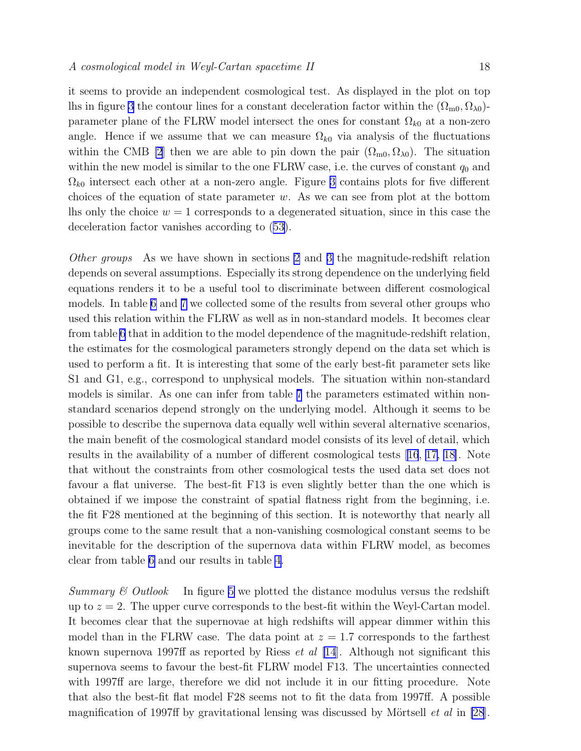it seems to provide an independent cosmological test. As displayed in the plot on top lhs in figure 3 the contour lines for a constant deceleration factor within the $(\Omega_{\rm m0}, \Omega_{\lambda 0})$-parameter plane of the FLRW model intersect the ones for constant $\Omega_{k0}$ at a non-zero angle. Hence if we assume that we can measure $\Omega_{k0}$ via analysis of the fluctuations within the CMB [2] then we are able to pin down the pair $(\Omega_{\rm m0}, \Omega_{\lambda 0})$. The situation within the new model is similar to the one FLRW case, i.e. the curves of constant $q_0$ and $\Omega_{k0}$ intersect each other at a non-zero angle. Figure 3 contains plots for five different choices of the equation of state parameter $w$. As we can see from plot at the bottom lhs only the choice $w = 1$ corresponds to a degenerated situation, since in this case the deceleration factor vanishes according to (53).

*Other groups* As we have shown in sections 2 and 3 the magnitude-redshift relation depends on several assumptions. Especially its strong dependence on the underlying field equations renders it to be a useful tool to discriminate between different cosmological models. In table 6 and 7 we collected some of the results from several other groups who used this relation within the FLRW as well as in non-standard models. It becomes clear from table 6 that in addition to the model dependence of the magnitude-redshift relation, the estimates for the cosmological parameters strongly depend on the data set which is used to perform a fit. It is interesting that some of the early best-fit parameter sets like S1 and G1, e.g., correspond to unphysical models. The situation within non-standard models is similar. As one can infer from table 7 the parameters estimated within non-standard scenarios depend strongly on the underlying model. Although it seems to be possible to describe the supernova data equally well within several alternative scenarios, the main benefit of the cosmological standard model consists of its level of detail, which results in the availability of a number of different cosmological tests [16, 17, 18]. Note that without the constraints from other cosmological tests the used data set does not favour a flat universe. The best-fit F13 is even slightly better than the one which is obtained if we impose the constraint of spatial flatness right from the beginning, i.e. the fit F28 mentioned at the beginning of this section. It is noteworthy that nearly all groups come to the same result that a non-vanishing cosmological constant seems to be inevitable for the description of the supernova data within FLRW model, as becomes clear from table 6 and our results in table 4.

*Summary & Outlook* In figure 5 we plotted the distance modulus versus the redshift up to $z = 2$. The upper curve corresponds to the best-fit within the Weyl-Cartan model. It becomes clear that the supernovae at high redshifts will appear dimmer within this model than in the FLRW case. The data point at $z = 1.7$ corresponds to the farthest known supernova 1997ff as reported by Riess *et al* [14]. Although not significant this supernova seems to favour the best-fit FLRW model F13. The uncertainties connected with 1997ff are large, therefore we did not include it in our fitting procedure. Note that also the best-fit flat model F28 seems not to fit the data from 1997ff. A possible magnification of 1997ff by gravitational lensing was discussed by Mörtsell *et al* in [28].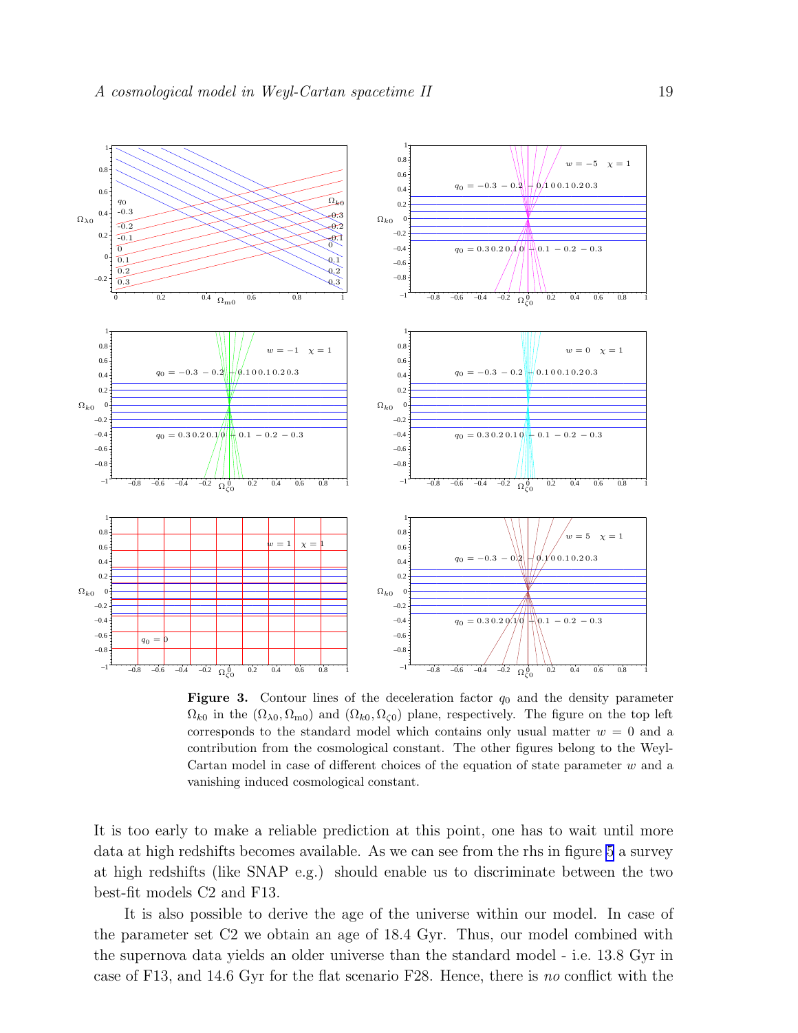**Figure 3.** Contour lines of the deceleration factor $q_0$ and the density parameter $\Omega_{k0}$ in the $(\Omega_{\lambda 0}, \Omega_{\rm m0})$ and $(\Omega_{k0}, \Omega_{\zeta 0})$ plane, respectively. The figure on the top left corresponds to the standard model which contains only usual matter $w = 0$ and a contribution from the cosmological constant. The other figures belong to the Weyl-Cartan model in case of different choices of the equation of state parameter $w$ and a vanishing induced cosmological constant.

It is too early to make a reliable prediction at this point, one has to wait until more data at high redshifts becomes available. As we can see from the rhs in figure 5 a survey at high redshifts (like SNAP e.g.) should enable us to discriminate between the two best-fit models C2 and F13.

It is also possible to derive the age of the universe within our model. In case of the parameter set C2 we obtain an age of 18.4 Gyr. Thus, our model combined with the supernova data yields an older universe than the standard model - i.e. 13.8 Gyr in case of F13, and 14.6 Gyr for the flat scenario F28. Hence, there is *no* conflict with the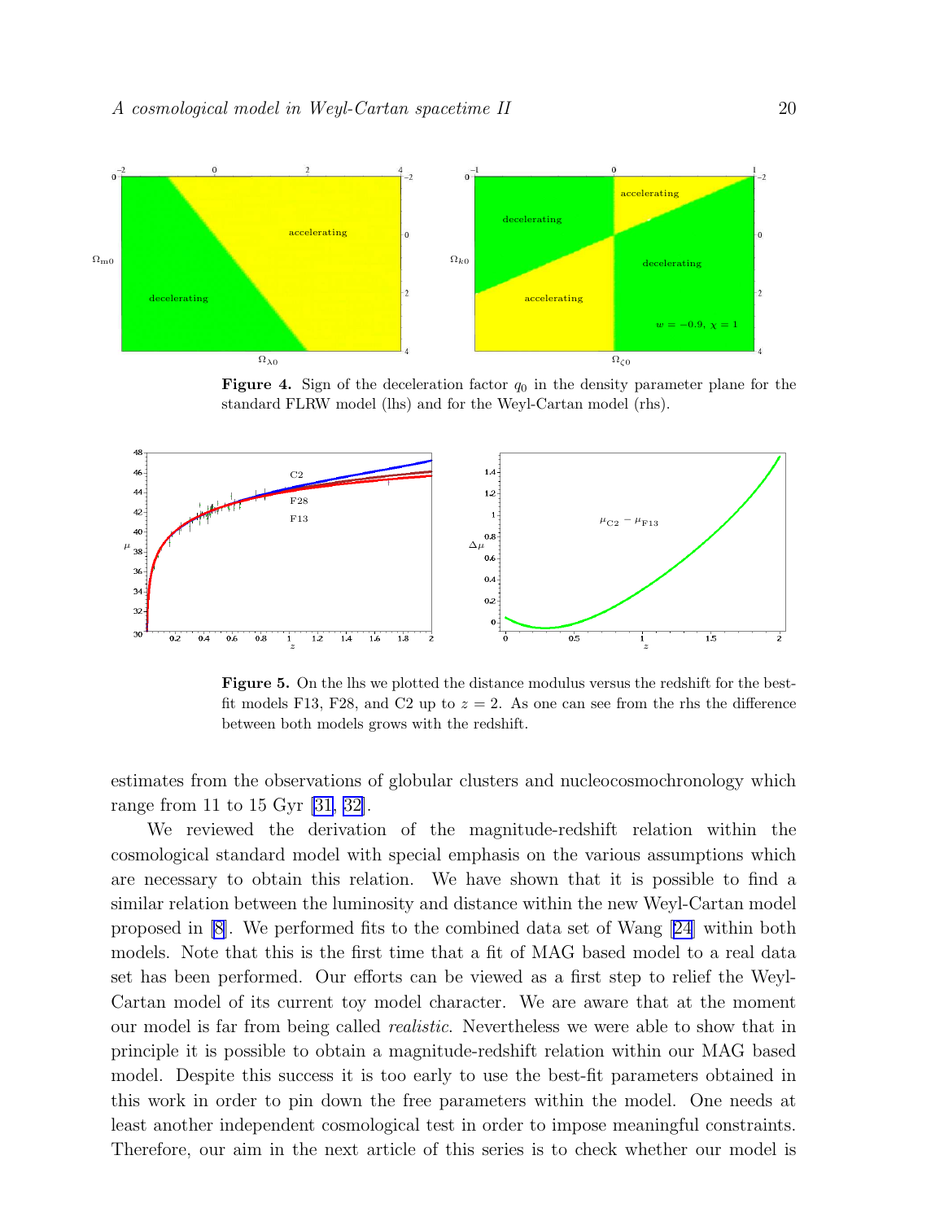**Figure 4.** Sign of the deceleration factor $q_0$ in the density parameter plane for the standard FLRW model (lhs) and for the Weyl-Cartan model (rhs).

**Figure 5.** On the lhs we plotted the distance modulus versus the redshift for the best-fit models F13, F28, and C2 up to $z = 2$. As one can see from the rhs the difference between both models grows with the redshift.

estimates from the observations of globular clusters and nucleocosmochronology which range from 11 to 15 Gyr [31, 32].

We reviewed the derivation of the magnitude-redshift relation within the cosmological standard model with special emphasis on the various assumptions which are necessary to obtain this relation. We have shown that it is possible to find a similar relation between the luminosity and distance within the new Weyl-Cartan model proposed in [8]. We performed fits to the combined data set of Wang [24] within both models. Note that this is the first time that a fit of MAG based model to a real data set has been performed. Our efforts can be viewed as a first step to relief the Weyl-Cartan model of its current toy model character. We are aware that at the moment our model is far from being called *realistic*. Nevertheless we were able to show that in principle it is possible to obtain a magnitude-redshift relation within our MAG based model. Despite this success it is too early to use the best-fit parameters obtained in this work in order to pin down the free parameters within the model. One needs at least another independent cosmological test in order to impose meaningful constraints. Therefore, our aim in the next article of this series is to check whether our model is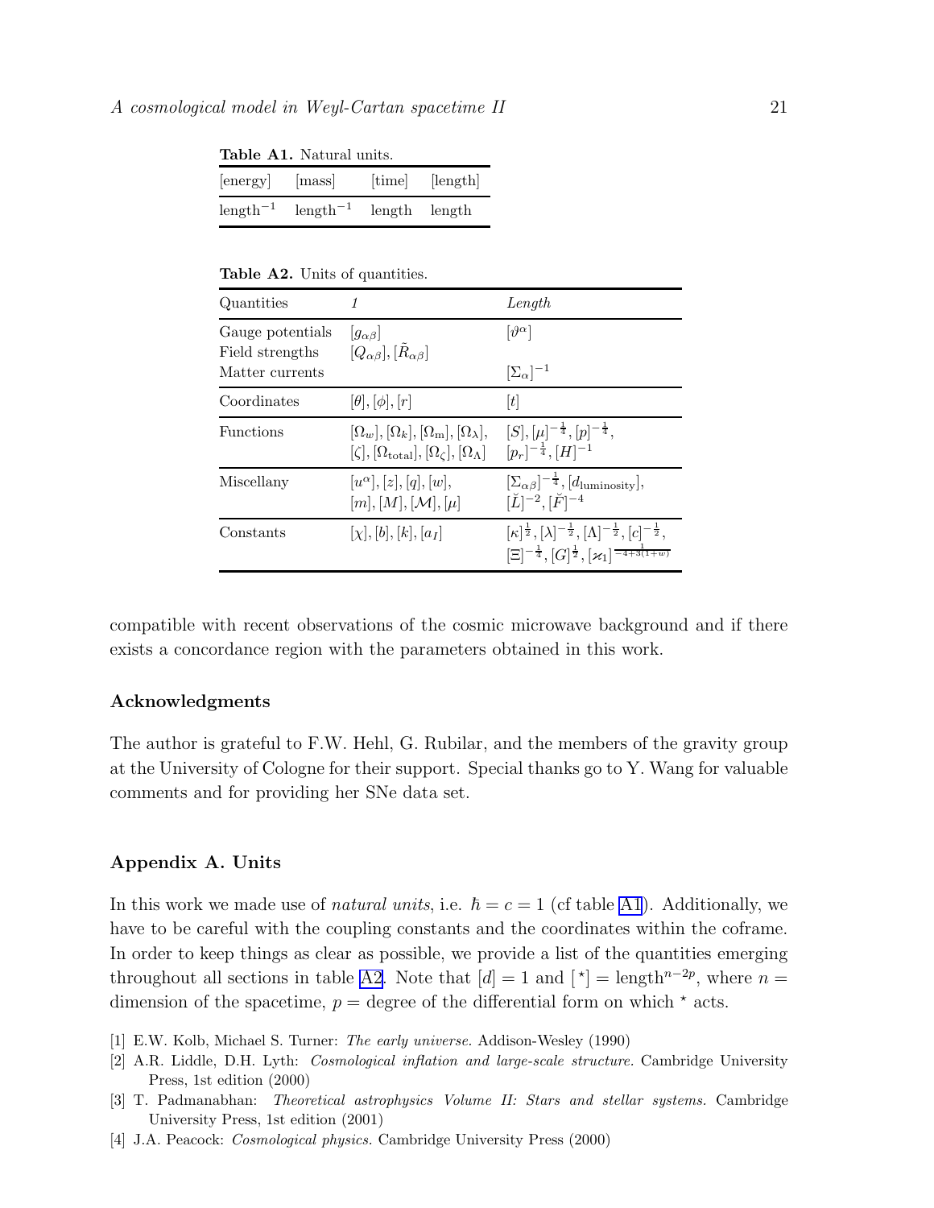**Table A1.** Natural units.

| [energy] | [mass] | [time] | [length] |
|---|---|---|---|
| $\text{length}^{-1}$ | $\text{length}^{-1}$ | length | length |

**Table A2.** Units of quantities.

| Quantities | *1* | *Length* |
|---|---|---|
| Gauge potentials | $[g_{\alpha\beta}]$ | $[\vartheta^{\alpha}]$ |
| Field strengths | $[Q_{\alpha\beta}], [\tilde{R}_{\alpha\beta}]$ | |
| Matter currents | | $[\Sigma_{\alpha}]^{-1}$ |
| Coordinates | $[\theta], [\phi], [r]$ | $[t]$ |
| Functions | $[\Omega_w], [\Omega_k], [\Omega_{\rm m}], [\Omega_{\lambda}]$, $[\zeta], [\Omega_{\rm total}], [\Omega_{\zeta}], [\Omega_{\Lambda}]$ | $[S], [\mu]^{-\frac{1}{4}}, [p]^{-\frac{1}{4}}$, $[p_r]^{-\frac{1}{4}}, [H]^{-1}$ |
| Miscellany | $[u^{\alpha}], [z], [q], [w]$, $[m], [M], [\mathcal{M}], [\mu]$ | $[\Sigma_{\alpha\beta}]^{-\frac{1}{4}}, [d_{\rm luminosity}]$, $[\breve{L}]^{-2}, [\breve{F}]^{-4}$ |
| Constants | $[\chi], [b], [k], [a_I]$ | $[\kappa]^{\frac{1}{2}}, [\lambda]^{-\frac{1}{2}}, [\Lambda]^{-\frac{1}{2}}, [c]^{-\frac{1}{2}}$, $[\Xi]^{-\frac{1}{4}}, [G]^{\frac{1}{2}}, [\varkappa_1]^{\frac{1}{-4+3(1+w)}}$ |

compatible with recent observations of the cosmic microwave background and if there exists a concordance region with the parameters obtained in this work.

### Acknowledgments

The author is grateful to F.W. Hehl, G. Rubilar, and the members of the gravity group at the University of Cologne for their support. Special thanks go to Y. Wang for valuable comments and for providing her SNe data set.

### Appendix A. Units

In this work we made use of *natural units*, i.e. $\hbar = c = 1$ (cf table A1). Additionally, we have to be careful with the coupling constants and the coordinates within the coframe. In order to keep things as clear as possible, we provide a list of the quantities emerging throughout all sections in table A2. Note that $[d] = 1$ and $[\,^{\star}] = \text{length}^{n-2p}$, where $n =$ dimension of the spacetime, $p =$ degree of the differential form on which $^{\star}$ acts.

[1] E.W. Kolb, Michael S. Turner: *The early universe.* Addison-Wesley (1990)

[2] A.R. Liddle, D.H. Lyth: *Cosmological inflation and large-scale structure.* Cambridge University Press, 1st edition (2000)

[3] T. Padmanabhan: *Theoretical astrophysics Volume II: Stars and stellar systems.* Cambridge University Press, 1st edition (2001)

[4] J.A. Peacock: *Cosmological physics.* Cambridge University Press (2000)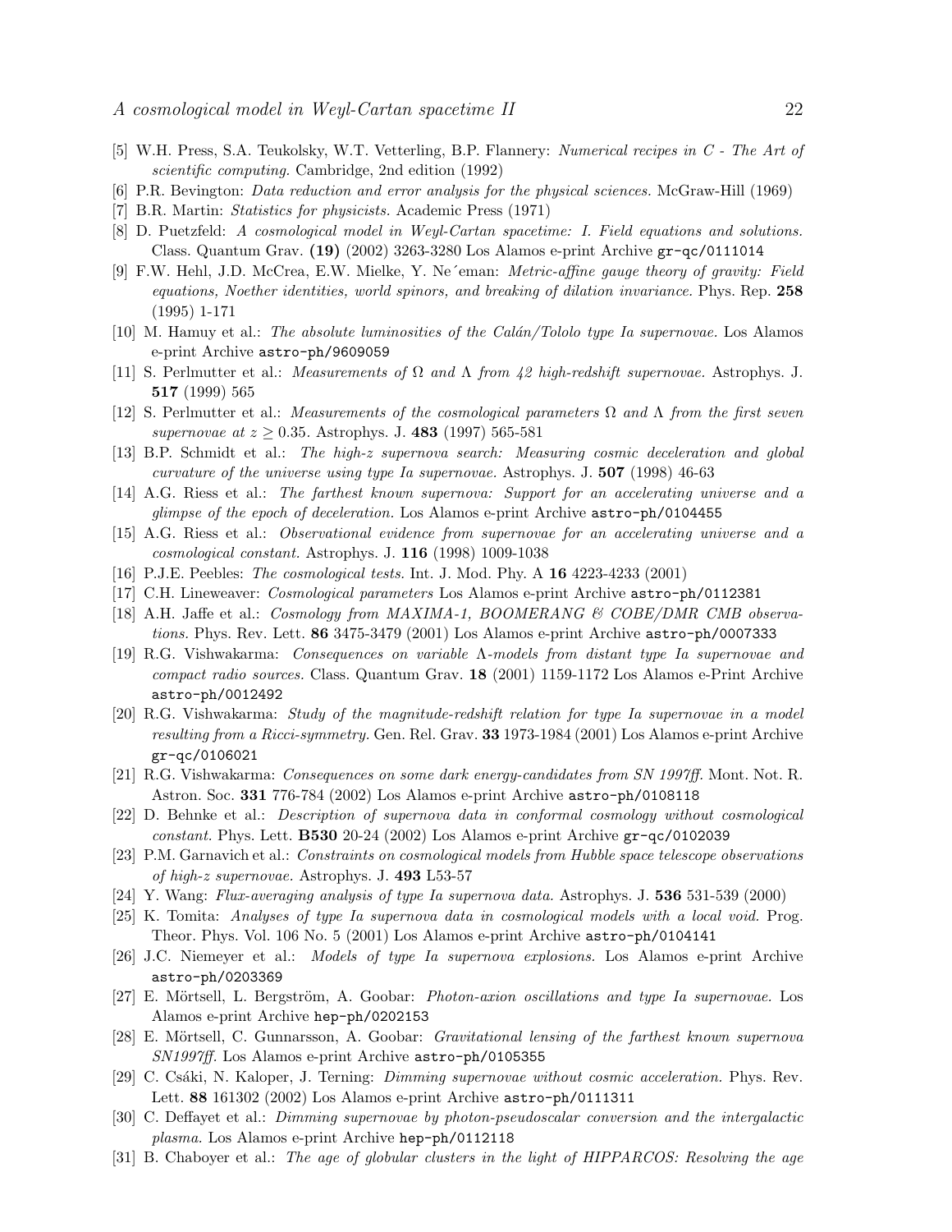[5] W.H. Press, S.A. Teukolsky, W.T. Vetterling, B.P. Flannery: *Numerical recipes in C - The Art of scientific computing.* Cambridge, 2nd edition (1992)

[6] P.R. Bevington: *Data reduction and error analysis for the physical sciences.* McGraw-Hill (1969)

[7] B.R. Martin: *Statistics for physicists.* Academic Press (1971)

[8] D. Puetzfeld: *A cosmological model in Weyl-Cartan spacetime: I. Field equations and solutions.* Class. Quantum Grav. **(19)** (2002) 3263-3280 Los Alamos e-print Archive `gr-qc/0111014`

[9] F.W. Hehl, J.D. McCrea, E.W. Mielke, Y. Ne´eman: *Metric-affine gauge theory of gravity: Field equations, Noether identities, world spinors, and breaking of dilation invariance.* Phys. Rep. **258** (1995) 1-171

[10] M. Hamuy et al.: *The absolute luminosities of the Calán/Tololo type Ia supernovae.* Los Alamos e-print Archive `astro-ph/9609059`

[11] S. Perlmutter et al.: *Measurements of* $\Omega$ *and* $\Lambda$ *from 42 high-redshift supernovae.* Astrophys. J. **517** (1999) 565

[12] S. Perlmutter et al.: *Measurements of the cosmological parameters* $\Omega$ *and* $\Lambda$ *from the first seven supernovae at* $z \geq 0.35$. Astrophys. J. **483** (1997) 565-581

[13] B.P. Schmidt et al.: *The high-z supernova search: Measuring cosmic deceleration and global curvature of the universe using type Ia supernovae.* Astrophys. J. **507** (1998) 46-63

[14] A.G. Riess et al.: *The farthest known supernova: Support for an accelerating universe and a glimpse of the epoch of deceleration.* Los Alamos e-print Archive `astro-ph/0104455`

[15] A.G. Riess et al.: *Observational evidence from supernovae for an accelerating universe and a cosmological constant.* Astrophys. J. **116** (1998) 1009-1038

[16] P.J.E. Peebles: *The cosmological tests.* Int. J. Mod. Phy. A **16** 4223-4233 (2001)

[17] C.H. Lineweaver: *Cosmological parameters* Los Alamos e-print Archive `astro-ph/0112381`

[18] A.H. Jaffe et al.: *Cosmology from MAXIMA-1, BOOMERANG & COBE/DMR CMB observations.* Phys. Rev. Lett. **86** 3475-3479 (2001) Los Alamos e-print Archive `astro-ph/0007333`

[19] R.G. Vishwakarma: *Consequences on variable* $\Lambda$*-models from distant type Ia supernovae and compact radio sources.* Class. Quantum Grav. **18** (2001) 1159-1172 Los Alamos e-Print Archive `astro-ph/0012492`

[20] R.G. Vishwakarma: *Study of the magnitude-redshift relation for type Ia supernovae in a model resulting from a Ricci-symmetry.* Gen. Rel. Grav. **33** 1973-1984 (2001) Los Alamos e-print Archive `gr-qc/0106021`

[21] R.G. Vishwakarma: *Consequences on some dark energy-candidates from SN 1997ff.* Mont. Not. R. Astron. Soc. **331** 776-784 (2002) Los Alamos e-print Archive `astro-ph/0108118`

[22] D. Behnke et al.: *Description of supernova data in conformal cosmology without cosmological constant.* Phys. Lett. **B530** 20-24 (2002) Los Alamos e-print Archive `gr-qc/0102039`

[23] P.M. Garnavich et al.: *Constraints on cosmological models from Hubble space telescope observations of high-z supernovae.* Astrophys. J. **493** L53-57

[24] Y. Wang: *Flux-averaging analysis of type Ia supernova data.* Astrophys. J. **536** 531-539 (2000)

[25] K. Tomita: *Analyses of type Ia supernova data in cosmological models with a local void.* Prog. Theor. Phys. Vol. 106 No. 5 (2001) Los Alamos e-print Archive `astro-ph/0104141`

[26] J.C. Niemeyer et al.: *Models of type Ia supernova explosions.* Los Alamos e-print Archive `astro-ph/0203369`

[27] E. Mörtsell, L. Bergström, A. Goobar: *Photon-axion oscillations and type Ia supernovae.* Los Alamos e-print Archive `hep-ph/0202153`

[28] E. Mörtsell, C. Gunnarsson, A. Goobar: *Gravitational lensing of the farthest known supernova SN1997ff.* Los Alamos e-print Archive `astro-ph/0105355`

[29] C. Csáki, N. Kaloper, J. Terning: *Dimming supernovae without cosmic acceleration.* Phys. Rev. Lett. **88** 161302 (2002) Los Alamos e-print Archive `astro-ph/0111311`

[30] C. Deffayet et al.: *Dimming supernovae by photon-pseudoscalar conversion and the intergalactic plasma.* Los Alamos e-print Archive `hep-ph/0112118`

[31] B. Chaboyer et al.: *The age of globular clusters in the light of HIPPARCOS: Resolving the age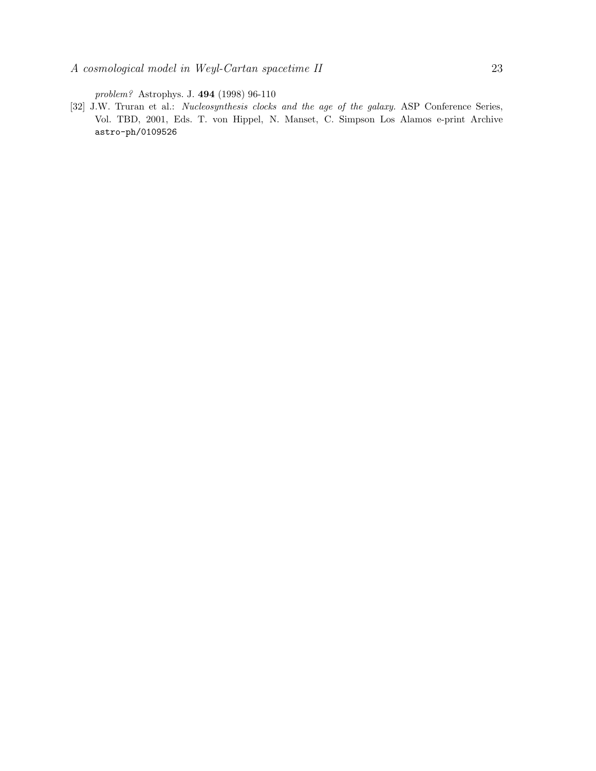*problem?* Astrophys. J. **494** (1998) 96-110

[32] J.W. Truran et al.: *Nucleosynthesis clocks and the age of the galaxy.* ASP Conference Series, Vol. TBD, 2001, Eds. T. von Hippel, N. Manset, C. Simpson Los Alamos e-print Archive `astro-ph/0109526`